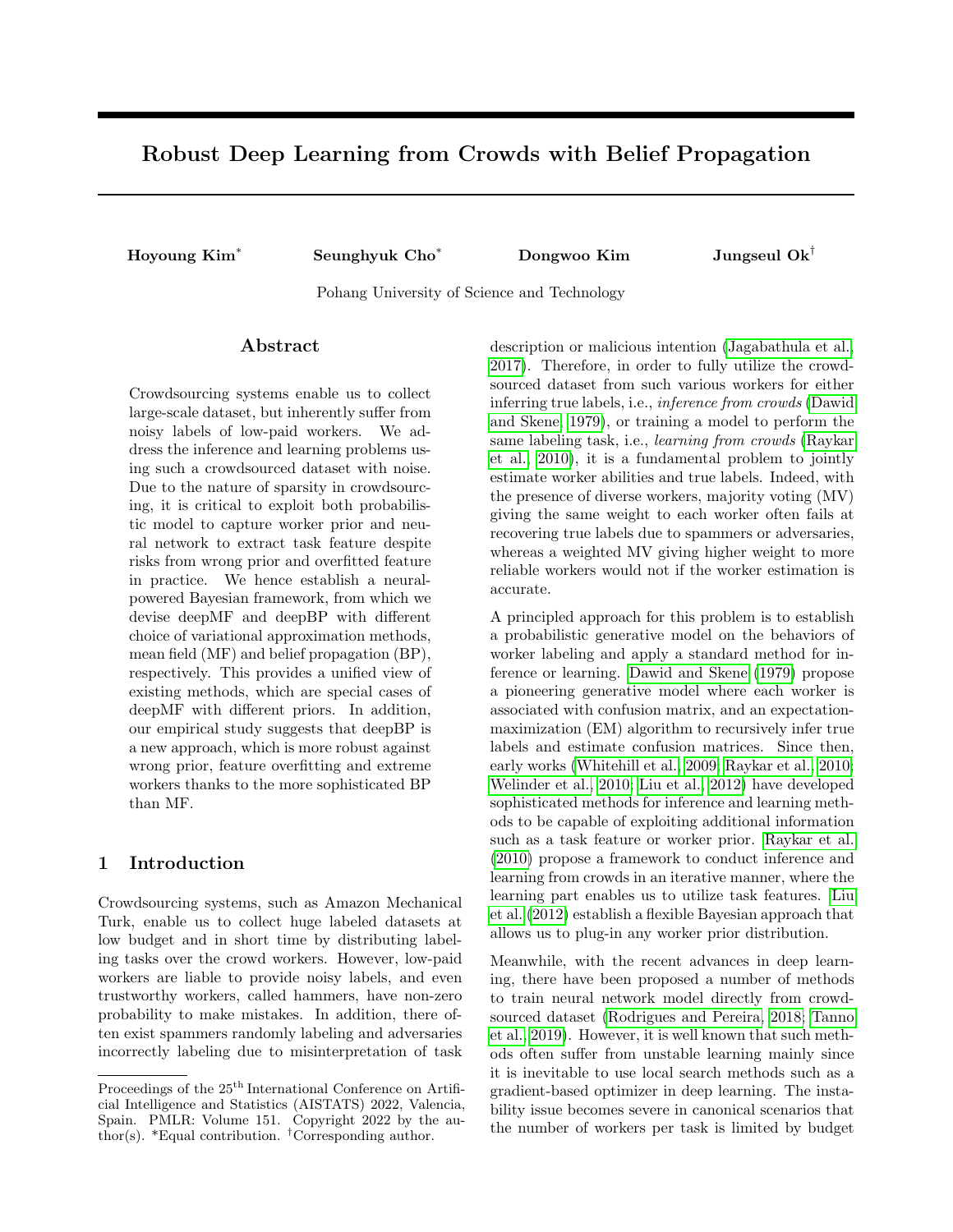# Robust Deep Learning from Crowds with Belief Propagation

**Hoyoung Kim*** **Seunghyuk Cho*** **Dongwoo Kim** **Jungseul Ok†**

Pohang University of Science and Technology

## Abstract

Crowdsourcing systems enable us to collect large-scale dataset, but inherently suffer from noisy labels of low-paid workers. We address the inference and learning problems using such a crowdsourced dataset with noise. Due to the nature of sparsity in crowdsourcing, it is critical to exploit both probabilistic model to capture worker prior and neural network to extract task feature despite risks from wrong prior and overfitted feature in practice. We hence establish a neural-powered Bayesian framework, from which we devise deepMF and deepBP with different choice of variational approximation methods, mean field (MF) and belief propagation (BP), respectively. This provides a unified view of existing methods, which are special cases of deepMF with different priors. In addition, our empirical study suggests that deepBP is a new approach, which is more robust against wrong prior, feature overfitting and extreme workers thanks to the more sophisticated BP than MF.

## 1 Introduction

Crowdsourcing systems, such as Amazon Mechanical Turk, enable us to collect huge labeled datasets at low budget and in short time by distributing labeling tasks over the crowd workers. However, low-paid workers are liable to provide noisy labels, and even trustworthy workers, called hammers, have non-zero probability to make mistakes. In addition, there often exist spammers randomly labeling and adversaries incorrectly labeling due to misinterpretation of task description or malicious intention (Jagabathula et al., 2017). Therefore, in order to fully utilize the crowdsourced dataset from such various workers for either inferring true labels, i.e., *inference from crowds* (Dawid and Skene, 1979), or training a model to perform the same labeling task, i.e., *learning from crowds* (Raykar et al., 2010), it is a fundamental problem to jointly estimate worker abilities and true labels. Indeed, with the presence of diverse workers, majority voting (MV) giving the same weight to each worker often fails at recovering true labels due to spammers or adversaries, whereas a weighted MV giving higher weight to more reliable workers would not if the worker estimation is accurate.

A principled approach for this problem is to establish a probabilistic generative model on the behaviors of worker labeling and apply a standard method for inference or learning. Dawid and Skene (1979) propose a pioneering generative model where each worker is associated with confusion matrix, and an expectation-maximization (EM) algorithm to recursively infer true labels and estimate confusion matrices. Since then, early works (Whitehill et al., 2009; Raykar et al., 2010; Welinder et al., 2010; Liu et al., 2012) have developed sophisticated methods for inference and learning methods to be capable of exploiting additional information such as a task feature or worker prior. Raykar et al. (2010) propose a framework to conduct inference and learning from crowds in an iterative manner, where the learning part enables us to utilize task features. Liu et al. (2012) establish a flexible Bayesian approach that allows us to plug-in any worker prior distribution.

Meanwhile, with the recent advances in deep learning, there have been proposed a number of methods to train neural network model directly from crowdsourced dataset (Rodrigues and Pereira, 2018; Tanno et al., 2019). However, it is well known that such methods often suffer from unstable learning mainly since it is inevitable to use local search methods such as a gradient-based optimizer in deep learning. The instability issue becomes severe in canonical scenarios that the number of workers per task is limited by budget

---

Proceedings of the 25[th] International Conference on Artificial Intelligence and Statistics (AISTATS) 2022, Valencia, Spain. PMLR: Volume 151. Copyright 2022 by the author(s). *Equal contribution. †Corresponding author.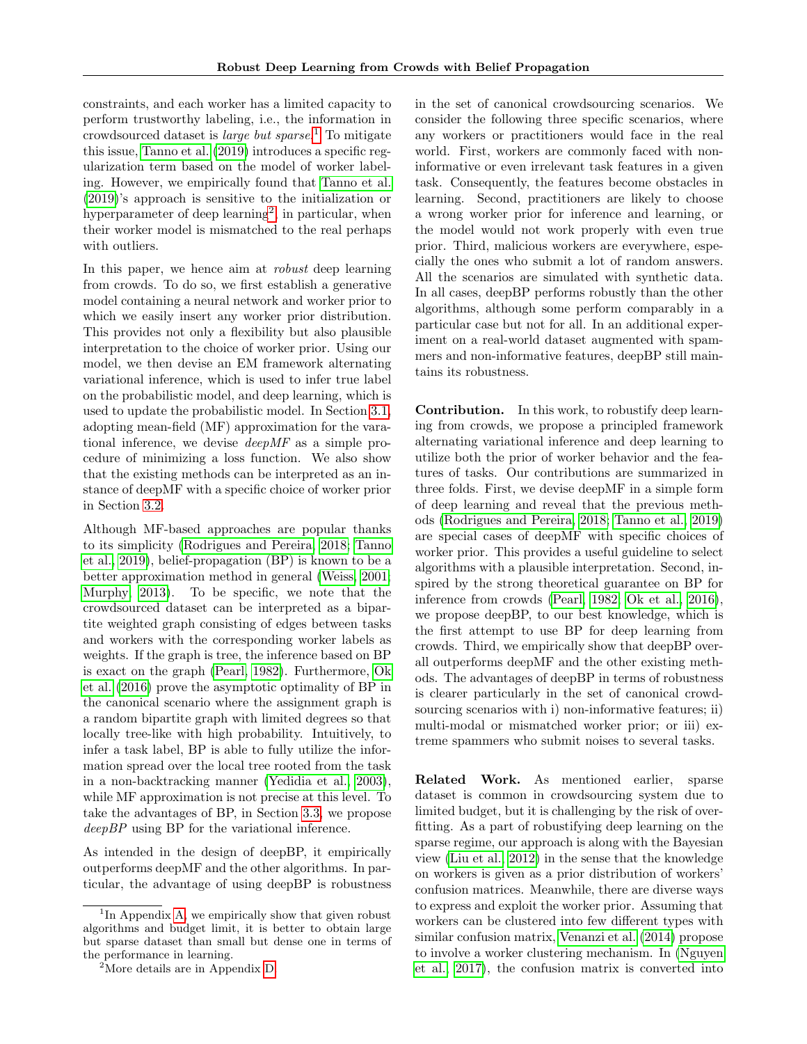constraints, and each worker has a limited capacity to perform trustworthy labeling, i.e., the information in crowdsourced dataset is *large but sparse*.[1] To mitigate this issue, Tanno et al. (2019) introduces a specific regularization term based on the model of worker labeling. However, we empirically found that Tanno et al. (2019)'s approach is sensitive to the initialization or hyperparameter of deep learning[2], in particular, when their worker model is mismatched to the real perhaps with outliers.

In this paper, we hence aim at *robust* deep learning from crowds. To do so, we first establish a generative model containing a neural network and worker prior to which we easily insert any worker prior distribution. This provides not only a flexibility but also plausible interpretation to the choice of worker prior. Using our model, we then devise an EM framework alternating variational inference, which is used to infer true label on the probabilistic model, and deep learning, which is used to update the probabilistic model. In Section 3.1, adopting mean-field (MF) approximation for the varational inference, we devise *deepMF* as a simple procedure of minimizing a loss function. We also show that the existing methods can be interpreted as an instance of deepMF with a specific choice of worker prior in Section 3.2.

Although MF-based approaches are popular thanks to its simplicity (Rodrigues and Pereira, 2018; Tanno et al., 2019), belief-propagation (BP) is known to be a better approximation method in general (Weiss, 2001; Murphy, 2013). To be specific, we note that the crowdsourced dataset can be interpreted as a bipartite weighted graph consisting of edges between tasks and workers with the corresponding worker labels as weights. If the graph is tree, the inference based on BP is exact on the graph (Pearl, 1982). Furthermore, Ok et al. (2016) prove the asymptotic optimality of BP in the canonical scenario where the assignment graph is a random bipartite graph with limited degrees so that locally tree-like with high probability. Intuitively, to infer a task label, BP is able to fully utilize the information spread over the local tree rooted from the task in a non-backtracking manner (Yedidia et al., 2003), while MF approximation is not precise at this level. To take the advantages of BP, in Section 3.3, we propose *deepBP* using BP for the variational inference.

As intended in the design of deepBP, it empirically outperforms deepMF and the other algorithms. In particular, the advantage of using deepBP is robustness in the set of canonical crowdsourcing scenarios. We consider the following three specific scenarios, where any workers or practitioners would face in the real world. First, workers are commonly faced with non-informative or even irrelevant task features in a given task. Consequently, the features become obstacles in learning. Second, practitioners are likely to choose a wrong worker prior for inference and learning, or the model would not work properly with even true prior. Third, malicious workers are everywhere, especially the ones who submit a lot of random answers. All the scenarios are simulated with synthetic data. In all cases, deepBP performs robustly than the other algorithms, although some perform comparably in a particular case but not for all. In an additional experiment on a real-world dataset augmented with spammers and non-informative features, deepBP still maintains its robustness.

**Contribution.** In this work, to robustify deep learning from crowds, we propose a principled framework alternating variational inference and deep learning to utilize both the prior of worker behavior and the features of tasks. Our contributions are summarized in three folds. First, we devise deepMF in a simple form of deep learning and reveal that the previous methods (Rodrigues and Pereira, 2018; Tanno et al., 2019) are special cases of deepMF with specific choices of worker prior. This provides a useful guideline to select algorithms with a plausible interpretation. Second, inspired by the strong theoretical guarantee on BP for inference from crowds (Pearl, 1982; Ok et al., 2016), we propose deepBP, to our best knowledge, which is the first attempt to use BP for deep learning from crowds. Third, we empirically show that deepBP overall outperforms deepMF and the other existing methods. The advantages of deepBP in terms of robustness is clearer particularly in the set of canonical crowdsourcing scenarios with i) non-informative features; ii) multi-modal or mismatched worker prior; or iii) extreme spammers who submit noises to several tasks.

**Related Work.** As mentioned earlier, sparse dataset is common in crowdsourcing system due to limited budget, but it is challenging by the risk of overfitting. As a part of robustifying deep learning on the sparse regime, our approach is along with the Bayesian view (Liu et al., 2012) in the sense that the knowledge on workers is given as a prior distribution of workers' confusion matrices. Meanwhile, there are diverse ways to express and exploit the worker prior. Assuming that workers can be clustered into few different types with similar confusion matrix, Venanzi et al. (2014) propose to involve a worker clustering mechanism. In (Nguyen et al., 2017), the confusion matrix is converted into

[1] In Appendix A, we empirically show that given robust algorithms and budget limit, it is better to obtain large but sparse dataset than small but dense one in terms of the performance in learning.

[2] More details are in Appendix D.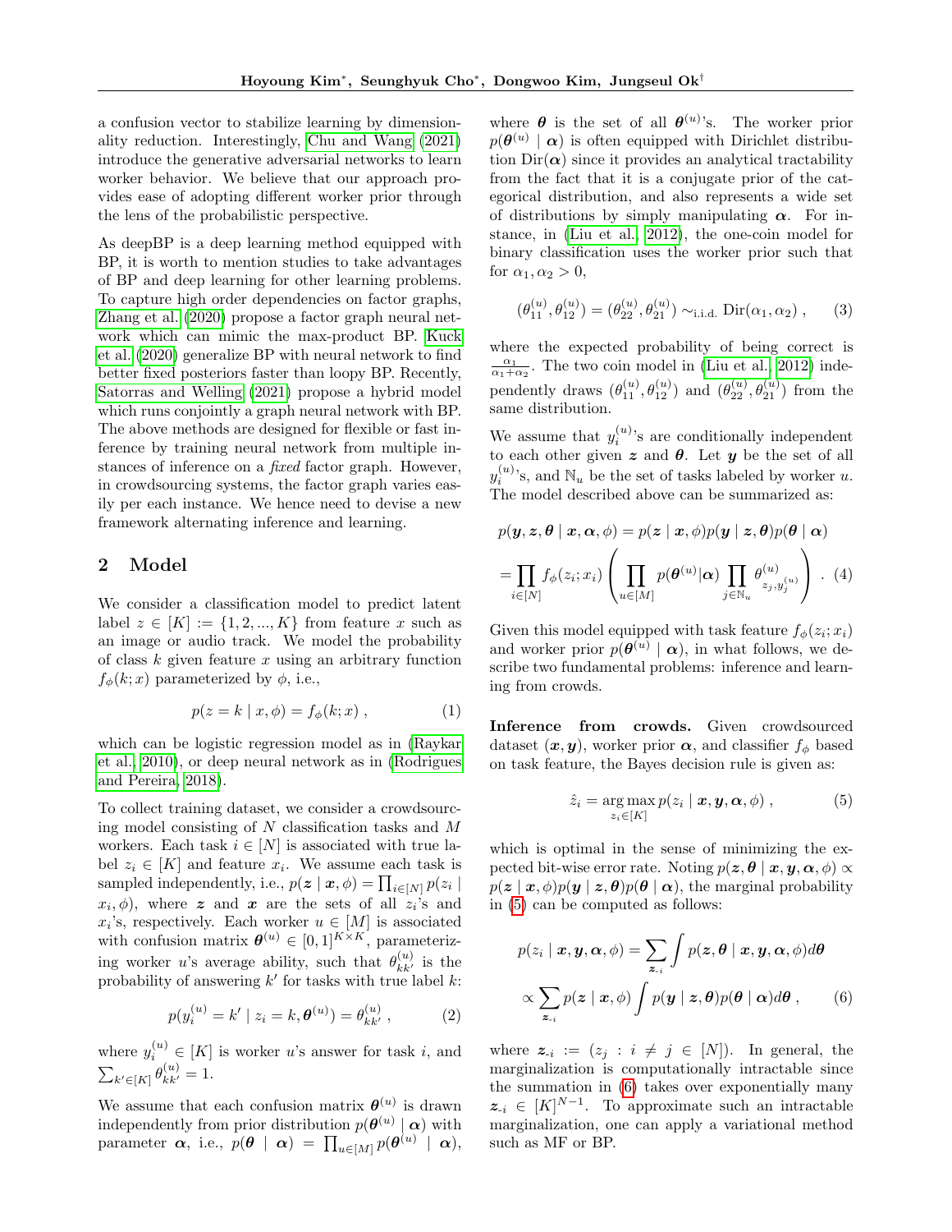a confusion vector to stabilize learning by dimensionality reduction. Interestingly, Chu and Wang (2021) introduce the generative adversarial networks to learn worker behavior. We believe that our approach provides ease of adopting different worker prior through the lens of the probabilistic perspective.

As deepBP is a deep learning method equipped with BP, it is worth to mention studies to take advantages of BP and deep learning for other learning problems. To capture high order dependencies on factor graphs, Zhang et al. (2020) propose a factor graph neural network which can mimic the max-product BP. Kuck et al. (2020) generalize BP with neural network to find better fixed posteriors faster than loopy BP. Recently, Satorras and Welling (2021) propose a hybrid model which runs conjointly a graph neural network with BP. The above methods are designed for flexible or fast inference by training neural network from multiple instances of inference on a *fixed* factor graph. However, in crowdsourcing systems, the factor graph varies easily per each instance. We hence need to devise a new framework alternating inference and learning.

## 2 Model

We consider a classification model to predict latent label $z \in [K] := \{1, 2, ..., K\}$ from feature $x$ such as an image or audio track. We model the probability of class $k$ given feature $x$ using an arbitrary function $f_\phi(k; x)$ parameterized by $\phi$, i.e.,

$$p(z = k \mid x, \phi) = f_\phi(k; x) \ , \tag{1}$$

which can be logistic regression model as in (Raykar et al., 2010), or deep neural network as in (Rodrigues and Pereira, 2018).

To collect training dataset, we consider a crowdsourcing model consisting of $N$ classification tasks and $M$ workers. Each task $i \in [N]$ is associated with true label $z_i \in [K]$ and feature $x_i$. We assume each task is sampled independently, i.e., $p(\boldsymbol{z} \mid \boldsymbol{x}, \phi) = \prod_{i \in [N]} p(z_i \mid x_i, \phi)$, where $\boldsymbol{z}$ and $\boldsymbol{x}$ are the sets of all $z_i$'s and $x_i$'s, respectively. Each worker $u \in [M]$ is associated with confusion matrix $\boldsymbol{\theta}^{(u)} \in [0, 1]^{K \times K}$, parameterizing worker $u$'s average ability, such that $\theta^{(u)}_{kk'}$ is the probability of answering $k'$ for tasks with true label $k$:

$$p(y^{(u)}_i = k' \mid z_i = k, \boldsymbol{\theta}^{(u)}) = \theta^{(u)}_{kk'} \ , \tag{2}$$

where $y^{(u)}_i \in [K]$ is worker $u$'s answer for task $i$, and $\sum_{k' \in [K]} \theta^{(u)}_{kk'} = 1$.

We assume that each confusion matrix $\boldsymbol{\theta}^{(u)}$ is drawn independently from prior distribution $p(\boldsymbol{\theta}^{(u)} \mid \boldsymbol{\alpha})$ with parameter $\boldsymbol{\alpha}$, i.e., $p(\boldsymbol{\theta} \mid \boldsymbol{\alpha}) = \prod_{u \in [M]} p(\boldsymbol{\theta}^{(u)} \mid \boldsymbol{\alpha})$, where $\boldsymbol{\theta}$ is the set of all $\boldsymbol{\theta}^{(u)}$'s. The worker prior $p(\boldsymbol{\theta}^{(u)} \mid \boldsymbol{\alpha})$ is often equipped with Dirichlet distribution $\text{Dir}(\boldsymbol{\alpha})$ since it provides an analytical tractability from the fact that it is a conjugate prior of the categorical distribution, and also represents a wide set of distributions by simply manipulating $\boldsymbol{\alpha}$. For instance, in (Liu et al., 2012), the one-coin model for binary classification uses the worker prior such that for $\alpha_1, \alpha_2 > 0$,

$$(\theta^{(u)}_{11}, \theta^{(u)}_{12}) = (\theta^{(u)}_{22}, \theta^{(u)}_{21}) \sim_{\text{i.i.d.}} \text{Dir}(\alpha_1, \alpha_2) \ , \tag{3}$$

where the expected probability of being correct is $\frac{\alpha_1}{\alpha_1 + \alpha_2}$. The two coin model in (Liu et al., 2012) independently draws $(\theta^{(u)}_{11}, \theta^{(u)}_{12})$ and $(\theta^{(u)}_{22}, \theta^{(u)}_{21})$ from the same distribution.

We assume that $y^{(u)}_i$'s are conditionally independent to each other given $\boldsymbol{z}$ and $\boldsymbol{\theta}$. Let $\boldsymbol{y}$ be the set of all $y^{(u)}_i$'s, and $\mathbb{N}_u$ be the set of tasks labeled by worker $u$. The model described above can be summarized as:

$$\begin{aligned}
p(\boldsymbol{y}, \boldsymbol{z}, \boldsymbol{\theta} \mid \boldsymbol{x}, \boldsymbol{\alpha}, \phi) &= p(\boldsymbol{z} \mid \boldsymbol{x}, \phi) p(\boldsymbol{y} \mid \boldsymbol{z}, \boldsymbol{\theta}) p(\boldsymbol{\theta} \mid \boldsymbol{\alpha}) \\
&= \prod_{i \in [N]} f_\phi(z_i; x_i) \left( \prod_{u \in [M]} p(\boldsymbol{\theta}^{(u)} | \boldsymbol{\alpha}) \prod_{j \in \mathbb{N}_u} \theta^{(u)}_{z_j, y^{(u)}_j} \right) . 
\end{aligned} \tag{4}$$

Given this model equipped with task feature $f_\phi(z_i; x_i)$ and worker prior $p(\boldsymbol{\theta}^{(u)} \mid \boldsymbol{\alpha})$, in what follows, we describe two fundamental problems: inference and learning from crowds.

**Inference from crowds.** Given crowdsourced dataset $(\boldsymbol{x}, \boldsymbol{y})$, worker prior $\boldsymbol{\alpha}$, and classifier $f_\phi$ based on task feature, the Bayes decision rule is given as:

$$\hat{z}_i = \arg\max_{z_i \in [K]} p(z_i \mid \boldsymbol{x}, \boldsymbol{y}, \boldsymbol{\alpha}, \phi) \ , \tag{5}$$

which is optimal in the sense of minimizing the expected bit-wise error rate. Noting $p(\boldsymbol{z}, \boldsymbol{\theta} \mid \boldsymbol{x}, \boldsymbol{y}, \boldsymbol{\alpha}, \phi) \propto p(\boldsymbol{z} \mid \boldsymbol{x}, \phi) p(\boldsymbol{y} \mid \boldsymbol{z}, \boldsymbol{\theta}) p(\boldsymbol{\theta} \mid \boldsymbol{\alpha})$, the marginal probability in (5) can be computed as follows:

$$\begin{aligned}
p(z_i \mid \boldsymbol{x}, \boldsymbol{y}, \boldsymbol{\alpha}, \phi) &= \sum_{\boldsymbol{z}_{\text{-}i}} \int p(\boldsymbol{z}, \boldsymbol{\theta} \mid \boldsymbol{x}, \boldsymbol{y}, \boldsymbol{\alpha}, \phi) d\boldsymbol{\theta} \\
&\propto \sum_{\boldsymbol{z}_{\text{-}i}} p(\boldsymbol{z} \mid \boldsymbol{x}, \phi) \int p(\boldsymbol{y} \mid \boldsymbol{z}, \boldsymbol{\theta}) p(\boldsymbol{\theta} \mid \boldsymbol{\alpha}) d\boldsymbol{\theta} \ , 
\end{aligned} \tag{6}$$

where $\boldsymbol{z}_{\text{-}i} := (z_j : i \neq j \in [N])$. In general, the marginalization is computationally intractable since the summation in (6) takes over exponentially many $\boldsymbol{z}_{\text{-}i} \in [K]^{N-1}$. To approximate such an intractable marginalization, one can apply a variational method such as MF or BP.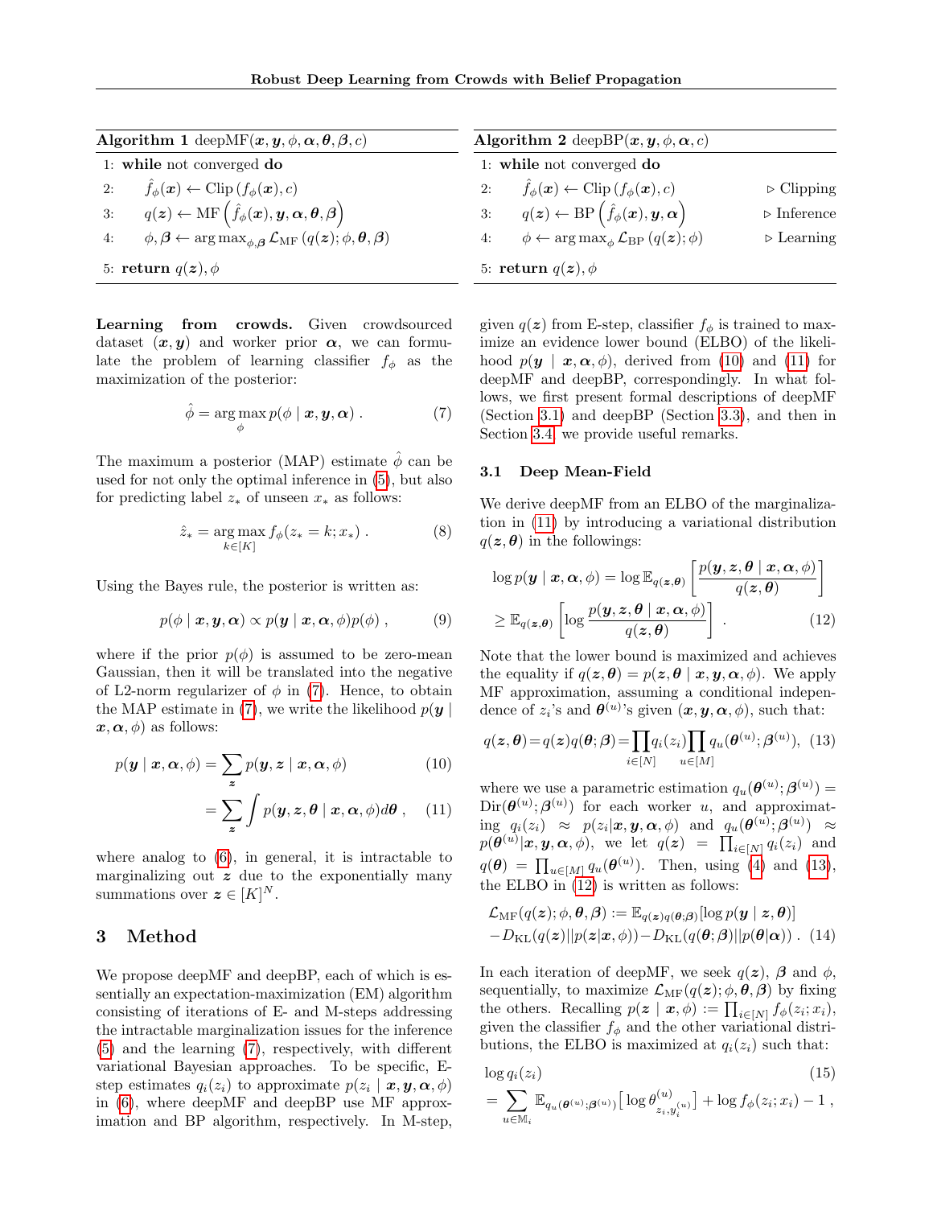**Algorithm 1** deepMF($\boldsymbol{x}, \boldsymbol{y}, \phi, \boldsymbol{\alpha}, \boldsymbol{\theta}, \boldsymbol{\beta}, c$)

```
1: while not converged do
2:     f̂_φ(x) ← Clip(f_φ(x), c)
3:     q(z) ← MF(f̂_φ(x), y, α, θ, β)
4:     φ, β ← argmax_{φ,β} L_MF(q(z); φ, θ, β)
5: return q(z), φ
```

1: **while** not converged **do**
2: $\quad \hat{f}_\phi(\boldsymbol{x}) \leftarrow \text{Clip}\left(f_\phi(\boldsymbol{x}), c\right)$
3: $\quad q(\boldsymbol{z}) \leftarrow \text{MF}\left(\hat{f}_\phi(\boldsymbol{x}), \boldsymbol{y}, \boldsymbol{\alpha}, \boldsymbol{\theta}, \boldsymbol{\beta}\right)$
4: $\quad \phi, \boldsymbol{\beta} \leftarrow \arg\max_{\phi, \boldsymbol{\beta}} \mathcal{L}_{\text{MF}}\left(q(\boldsymbol{z}); \phi, \boldsymbol{\theta}, \boldsymbol{\beta}\right)$
5: **return** $q(\boldsymbol{z}), \phi$

**Algorithm 2** deepBP($\boldsymbol{x}, \boldsymbol{y}, \phi, \boldsymbol{\alpha}, c$)

1: **while** not converged **do**
2: $\quad \hat{f}_\phi(\boldsymbol{x}) \leftarrow \text{Clip}\left(f_\phi(\boldsymbol{x}), c\right)$ ▷ Clipping
3: $\quad q(\boldsymbol{z}) \leftarrow \text{BP}\left(\hat{f}_\phi(\boldsymbol{x}), \boldsymbol{y}, \boldsymbol{\alpha}\right)$ ▷ Inference
4: $\quad \phi \leftarrow \arg\max_{\phi} \mathcal{L}_{\text{BP}}\left(q(\boldsymbol{z}); \phi\right)$ ▷ Learning
5: **return** $q(\boldsymbol{z}), \phi$

**Learning from crowds.** Given crowdsourced dataset $(\boldsymbol{x}, \boldsymbol{y})$ and worker prior $\boldsymbol{\alpha}$, we can formulate the problem of learning classifier $f_\phi$ as the maximization of the posterior:

$$\hat{\phi} = \arg\max_{\phi} p(\phi \mid \boldsymbol{x}, \boldsymbol{y}, \boldsymbol{\alpha}) \; . \tag{7}$$

The maximum a posterior (MAP) estimate $\hat{\phi}$ can be used for not only the optimal inference in (5), but also for predicting label $z_*$ of unseen $x_*$ as follows:

$$\hat{z}_* = \arg\max_{k \in [K]} f_\phi(z_* = k; x_*) \; . \tag{8}$$

Using the Bayes rule, the posterior is written as:

$$p(\phi \mid \boldsymbol{x}, \boldsymbol{y}, \boldsymbol{\alpha}) \propto p(\boldsymbol{y} \mid \boldsymbol{x}, \boldsymbol{\alpha}, \phi) p(\phi) \; , \tag{9}$$

where if the prior $p(\phi)$ is assumed to be zero-mean Gaussian, then it will be translated into the negative of L2-norm regularizer of $\phi$ in (7). Hence, to obtain the MAP estimate in (7), we write the likelihood $p(\boldsymbol{y} \mid \boldsymbol{x}, \boldsymbol{\alpha}, \phi)$ as follows:

$$p(\boldsymbol{y} \mid \boldsymbol{x}, \boldsymbol{\alpha}, \phi) = \sum_{\boldsymbol{z}} p(\boldsymbol{y}, \boldsymbol{z} \mid \boldsymbol{x}, \boldsymbol{\alpha}, \phi) \tag{10}$$

$$= \sum_{\boldsymbol{z}} \int p(\boldsymbol{y}, \boldsymbol{z}, \boldsymbol{\theta} \mid \boldsymbol{x}, \boldsymbol{\alpha}, \phi) d\boldsymbol{\theta} \; , \tag{11}$$

where analog to (6), in general, it is intractable to marginalizing out $\boldsymbol{z}$ due to the exponentially many summations over $\boldsymbol{z} \in [K]^N$.

## 3 Method

We propose deepMF and deepBP, each of which is essentially an expectation-maximization (EM) algorithm consisting of iterations of E- and M-steps addressing the intractable marginalization issues for the inference (5) and the learning (7), respectively, with different variational Bayesian approaches. To be specific, E-step estimates $q_i(z_i)$ to approximate $p(z_i \mid \boldsymbol{x}, \boldsymbol{y}, \boldsymbol{\alpha}, \phi)$ in (6), where deepMF and deepBP use MF approximation and BP algorithm, respectively. In M-step, given $q(\boldsymbol{z})$ from E-step, classifier $f_\phi$ is trained to maximize an evidence lower bound (ELBO) of the likelihood $p(\boldsymbol{y} \mid \boldsymbol{x}, \boldsymbol{\alpha}, \phi)$, derived from (10) and (11) for deepMF and deepBP, correspondingly. In what follows, we first present formal descriptions of deepMF (Section 3.1) and deepBP (Section 3.3), and then in Section 3.4 we provide useful remarks.

### 3.1 Deep Mean-Field

We derive deepMF from an ELBO of the marginalization in (11) by introducing a variational distribution $q(\boldsymbol{z}, \boldsymbol{\theta})$ in the followings:

$$\log p(\boldsymbol{y} \mid \boldsymbol{x}, \boldsymbol{\alpha}, \phi) = \log \mathbb{E}_{q(\boldsymbol{z}, \boldsymbol{\theta})}\left[\frac{p(\boldsymbol{y}, \boldsymbol{z}, \boldsymbol{\theta} \mid \boldsymbol{x}, \boldsymbol{\alpha}, \phi)}{q(\boldsymbol{z}, \boldsymbol{\theta})}\right]$$
$$\geq \mathbb{E}_{q(\boldsymbol{z}, \boldsymbol{\theta})}\left[\log \frac{p(\boldsymbol{y}, \boldsymbol{z}, \boldsymbol{\theta} \mid \boldsymbol{x}, \boldsymbol{\alpha}, \phi)}{q(\boldsymbol{z}, \boldsymbol{\theta})}\right] \; . \tag{12}$$

Note that the lower bound is maximized and achieves the equality if $q(\boldsymbol{z}, \boldsymbol{\theta}) = p(\boldsymbol{z}, \boldsymbol{\theta} \mid \boldsymbol{x}, \boldsymbol{y}, \boldsymbol{\alpha}, \phi)$. We apply MF approximation, assuming a conditional independence of $z_i$'s and $\boldsymbol{\theta}^{(u)}$'s given $(\boldsymbol{x}, \boldsymbol{y}, \boldsymbol{\alpha}, \phi)$, such that:

$$q(\boldsymbol{z}, \boldsymbol{\theta}) = q(\boldsymbol{z}) q(\boldsymbol{\theta}; \boldsymbol{\beta}) = \prod_{i \in [N]} q_i(z_i) \prod_{u \in [M]} q_u(\boldsymbol{\theta}^{(u)}; \boldsymbol{\beta}^{(u)}), \tag{13}$$

where we use a parametric estimation $q_u(\boldsymbol{\theta}^{(u)}; \boldsymbol{\beta}^{(u)}) = \text{Dir}(\boldsymbol{\theta}^{(u)}; \boldsymbol{\beta}^{(u)})$ for each worker $u$, and approximating $q_i(z_i) \approx p(z_i \mid \boldsymbol{x}, \boldsymbol{y}, \boldsymbol{\alpha}, \phi)$ and $q_u(\boldsymbol{\theta}^{(u)}; \boldsymbol{\beta}^{(u)}) \approx p(\boldsymbol{\theta}^{(u)} \mid \boldsymbol{x}, \boldsymbol{y}, \boldsymbol{\alpha}, \phi)$, we let $q(\boldsymbol{z}) = \prod_{i \in [N]} q_i(z_i)$ and $q(\boldsymbol{\theta}) = \prod_{u \in [M]} q_u(\boldsymbol{\theta}^{(u)})$. Then, using (4) and (13), the ELBO in (12) is written as follows:

$$\mathcal{L}_{\text{MF}}(q(\boldsymbol{z}); \phi, \boldsymbol{\theta}, \boldsymbol{\beta}) := \mathbb{E}_{q(\boldsymbol{z}) q(\boldsymbol{\theta}; \boldsymbol{\beta})}[\log p(\boldsymbol{y} \mid \boldsymbol{z}, \boldsymbol{\theta})]$$
$$- D_{\text{KL}}(q(\boldsymbol{z}) || p(\boldsymbol{z} | \boldsymbol{x}, \phi)) - D_{\text{KL}}(q(\boldsymbol{\theta}; \boldsymbol{\beta}) || p(\boldsymbol{\theta} | \boldsymbol{\alpha})) \; . \tag{14}$$

In each iteration of deepMF, we seek $q(\boldsymbol{z})$, $\boldsymbol{\beta}$ and $\phi$, sequentially, to maximize $\mathcal{L}_{\text{MF}}(q(\boldsymbol{z}); \phi, \boldsymbol{\theta}, \boldsymbol{\beta})$ by fixing the others. Recalling $p(\boldsymbol{z} \mid \boldsymbol{x}, \phi) := \prod_{i \in [N]} f_\phi(z_i; x_i)$, given the classifier $f_\phi$ and the other variational distributions, the ELBO is maximized at $q_i(z_i)$ such that:

$$\log q_i(z_i) \tag{15}$$
$$= \sum_{u \in \mathbb{M}_i} \mathbb{E}_{q_u(\boldsymbol{\theta}^{(u)}; \boldsymbol{\beta}^{(u)})}\left[\log \theta^{(u)}_{z_i, y_i^{(u)}}\right] + \log f_\phi(z_i; x_i) - 1 \; ,$$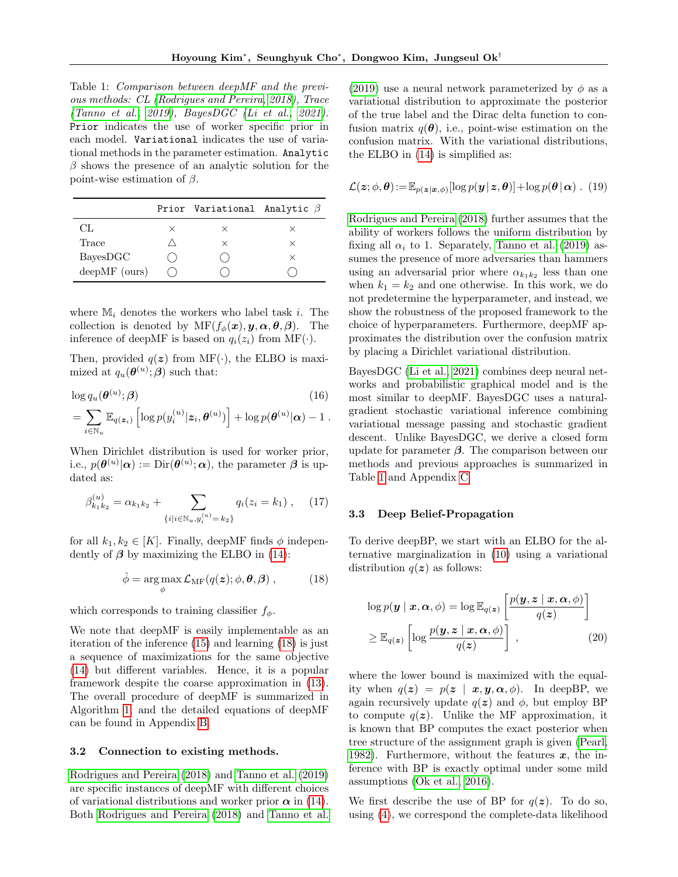Table 1: *Comparison between deepMF and the previous methods: CL (Rodrigues and Pereira, 2018), Trace (Tanno et al., 2019), BayesDGC (Li et al., 2021).* `Prior` indicates the use of worker specific prior in each model. `Variational` indicates the use of variational methods in the parameter estimation. `Analytic` $\beta$ shows the presence of an analytic solution for the point-wise estimation of $\beta$.

| | `Prior` | `Variational` | `Analytic` $\beta$ |
|---|---|---|---|
| CL | × | × | × |
| Trace | △ | × | × |
| BayesDGC | ◯ | ◯ | × |
| deepMF (ours) | ◯ | ◯ | ◯ |

where $\mathbb{M}_i$ denotes the workers who label task $i$. The collection is denoted by $\mathrm{MF}(f_\phi(\boldsymbol{x}), \boldsymbol{y}, \boldsymbol{\alpha}, \boldsymbol{\theta}, \boldsymbol{\beta})$. The inference of deepMF is based on $q_i(z_i)$ from $\mathrm{MF}(\cdot)$.

Then, provided $q(\boldsymbol{z})$ from $\mathrm{MF}(\cdot)$, the ELBO is maximized at $q_u(\boldsymbol{\theta}^{(u)}; \boldsymbol{\beta})$ such that:

$$
\begin{aligned}
&\log q_u(\boldsymbol{\theta}^{(u)}; \boldsymbol{\beta}) \\
&= \sum_{i \in \mathbb{N}_u} \mathbb{E}_{q(\boldsymbol{z}_i)} \left[ \log p(y_i^{(u)} | \boldsymbol{z}_i, \boldsymbol{\theta}^{(u)}) \right] + \log p(\boldsymbol{\theta}^{(u)} | \boldsymbol{\alpha}) - 1 \, .
\end{aligned} \tag{16}
$$

When Dirichlet distribution is used for worker prior, i.e., $p(\boldsymbol{\theta}^{(u)} | \boldsymbol{\alpha}) := \mathrm{Dir}(\boldsymbol{\theta}^{(u)}; \boldsymbol{\alpha})$, the parameter $\boldsymbol{\beta}$ is updated as:

$$
\beta^{(u)}_{k_1 k_2} = \alpha_{k_1 k_2} + \sum_{\{i | i \in \mathbb{N}_u, y_i^{(u)} = k_2\}} q_i(z_i = k_1) \, , \tag{17}
$$

for all $k_1, k_2 \in [K]$. Finally, deepMF finds $\phi$ independently of $\boldsymbol{\beta}$ by maximizing the ELBO in (14):

$$
\hat{\phi} = \arg\max_{\phi} \mathcal{L}_{\mathrm{MF}}(q(\boldsymbol{z}); \phi, \boldsymbol{\theta}, \boldsymbol{\beta}) \, , \tag{18}
$$

which corresponds to training classifier $f_\phi$.

We note that deepMF is easily implementable as an iteration of the inference (15) and learning (18) is just a sequence of maximizations for the same objective (14) but different variables. Hence, it is a popular framework despite the coarse approximation in (13). The overall procedure of deepMF is summarized in Algorithm 1, and the detailed equations of deepMF can be found in Appendix B.

### 3.2 Connection to existing methods.

Rodrigues and Pereira (2018) and Tanno et al. (2019) are specific instances of deepMF with different choices of variational distributions and worker prior $\boldsymbol{\alpha}$ in (14). Both Rodrigues and Pereira (2018) and Tanno et al. (2019) use a neural network parameterized by $\phi$ as a variational distribution to approximate the posterior of the true label and the Dirac delta function to confusion matrix $q(\boldsymbol{\theta})$, i.e., point-wise estimation on the confusion matrix. With the variational distributions, the ELBO in (14) is simplified as:

$$
\mathcal{L}(\boldsymbol{z}; \phi, \boldsymbol{\theta}) := \mathbb{E}_{p(\boldsymbol{z} | \boldsymbol{x}, \phi)}[\log p(\boldsymbol{y} \,|\, \boldsymbol{z}, \boldsymbol{\theta})] + \log p(\boldsymbol{\theta} \,|\, \boldsymbol{\alpha}) \, . \tag{19}
$$

Rodrigues and Pereira (2018) further assumes that the ability of workers follows the uniform distribution by fixing all $\alpha_i$ to 1. Separately, Tanno et al. (2019) assumes the presence of more adversaries than hammers using an adversarial prior where $\alpha_{k_1 k_2}$ less than one when $k_1 = k_2$ and one otherwise. In this work, we do not predetermine the hyperparameter, and instead, we show the robustness of the proposed framework to the choice of hyperparameters. Furthermore, deepMF approximates the distribution over the confusion matrix by placing a Dirichlet variational distribution.

BayesDGC (Li et al., 2021) combines deep neural networks and probabilistic graphical model and is the most similar to deepMF. BayesDGC uses a natural-gradient stochastic variational inference combining variational message passing and stochastic gradient descent. Unlike BayesDGC, we derive a closed form update for parameter $\boldsymbol{\beta}$. The comparison between our methods and previous approaches is summarized in Table 1 and Appendix C.

### 3.3 Deep Belief-Propagation

To derive deepBP, we start with an ELBO for the alternative marginalization in (10) using a variational distribution $q(\boldsymbol{z})$ as follows:

$$
\begin{aligned}
\log p(\boldsymbol{y} \mid \boldsymbol{x}, \boldsymbol{\alpha}, \phi) &= \log \mathbb{E}_{q(\boldsymbol{z})} \left[ \frac{p(\boldsymbol{y}, \boldsymbol{z} \mid \boldsymbol{x}, \boldsymbol{\alpha}, \phi)}{q(\boldsymbol{z})} \right] \\
&\geq \mathbb{E}_{q(\boldsymbol{z})} \left[ \log \frac{p(\boldsymbol{y}, \boldsymbol{z} \mid \boldsymbol{x}, \boldsymbol{\alpha}, \phi)}{q(\boldsymbol{z})} \right] \, ,
\end{aligned} \tag{20}
$$

where the lower bound is maximized with the equality when $q(\boldsymbol{z}) = p(\boldsymbol{z} \mid \boldsymbol{x}, \boldsymbol{y}, \boldsymbol{\alpha}, \phi)$. In deepBP, we again recursively update $q(\boldsymbol{z})$ and $\phi$, but employ BP to compute $q(\boldsymbol{z})$. Unlike the MF approximation, it is known that BP computes the exact posterior when tree structure of the assignment graph is given (Pearl, 1982). Furthermore, without the features $\boldsymbol{x}$, the inference with BP is exactly optimal under some mild assumptions (Ok et al., 2016).

We first describe the use of BP for $q(\boldsymbol{z})$. To do so, using (4), we correspond the complete-data likelihood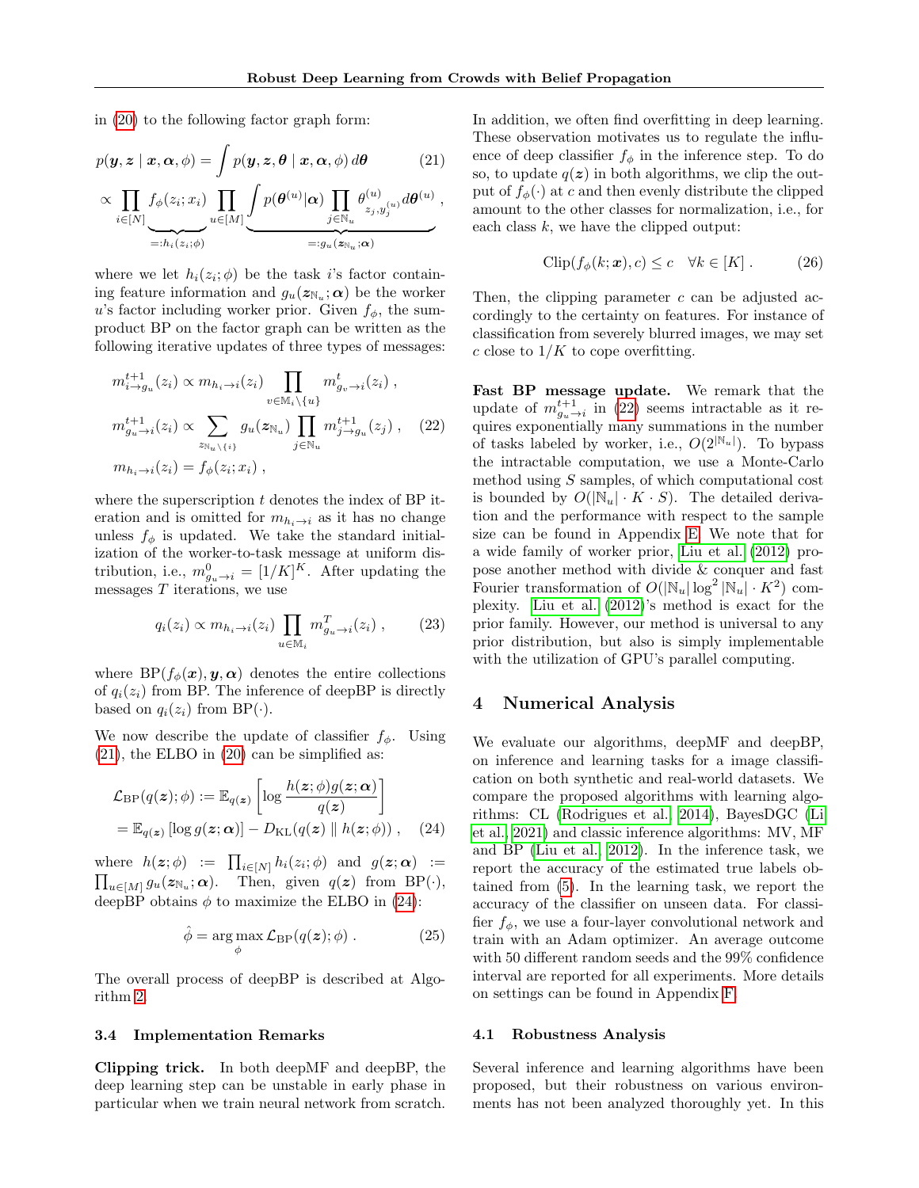in (20) to the following factor graph form:

$$p(\boldsymbol{y}, \boldsymbol{z} \mid \boldsymbol{x}, \boldsymbol{\alpha}, \phi) = \int p(\boldsymbol{y}, \boldsymbol{z}, \boldsymbol{\theta} \mid \boldsymbol{x}, \boldsymbol{\alpha}, \phi) \, d\boldsymbol{\theta} \tag{21}$$

$$\propto \prod_{i \in [N]} \underbrace{f_\phi(z_i; x_i)}_{=:h_i(z_i;\phi)} \prod_{u \in [M]} \underbrace{\int p(\boldsymbol{\theta}^{(u)} | \boldsymbol{\alpha}) \prod_{j \in \mathbb{N}_u} \theta^{(u)}_{z_j, y_j^{(u)}} d\boldsymbol{\theta}^{(u)}}_{=:g_u(\boldsymbol{z}_{\mathbb{N}_u};\boldsymbol{\alpha})} ,$$

where we let $h_i(z_i; \phi)$ be the task $i$'s factor containing feature information and $g_u(\boldsymbol{z}_{\mathbb{N}_u}; \boldsymbol{\alpha})$ be the worker $u$'s factor including worker prior. Given $f_\phi$, the sum-product BP on the factor graph can be written as the following iterative updates of three types of messages:

$$m^{t+1}_{i \to g_u}(z_i) \propto m_{h_i \to i}(z_i) \prod_{v \in \mathbb{M}_i \setminus \{u\}} m^t_{g_v \to i}(z_i) ,$$

$$m^{t+1}_{g_u \to i}(z_i) \propto \sum_{\boldsymbol{z}_{\mathbb{N}_u} \setminus \{i\}} g_u(\boldsymbol{z}_{\mathbb{N}_u}) \prod_{j \in \mathbb{N}_u} m^{t+1}_{j \to g_u}(z_j) , \tag{22}$$

$$m_{h_i \to i}(z_i) = f_\phi(z_i; x_i) ,$$

where the superscription $t$ denotes the index of BP iteration and is omitted for $m_{h_i \to i}$ as it has no change unless $f_\phi$ is updated. We take the standard initialization of the worker-to-task message at uniform distribution, i.e., $m^0_{g_u \to i} = [1/K]^K$. After updating the messages $T$ iterations, we use

$$q_i(z_i) \propto m_{h_i \to i}(z_i) \prod_{u \in \mathbb{M}_i} m^T_{g_u \to i}(z_i) , \tag{23}$$

where $\text{BP}(f_\phi(\boldsymbol{x}), \boldsymbol{y}, \boldsymbol{\alpha})$ denotes the entire collections of $q_i(z_i)$ from BP. The inference of deepBP is directly based on $q_i(z_i)$ from $\text{BP}(\cdot)$.

We now describe the update of classifier $f_\phi$. Using (21), the ELBO in (20) can be simplified as:

$$\mathcal{L}_{\text{BP}}(q(\boldsymbol{z}); \phi) := \mathbb{E}_{q(\boldsymbol{z})} \left[ \log \frac{h(\boldsymbol{z}; \phi) g(\boldsymbol{z}; \boldsymbol{\alpha})}{q(\boldsymbol{z})} \right]$$

$$= \mathbb{E}_{q(\boldsymbol{z})} \left[ \log g(\boldsymbol{z}; \boldsymbol{\alpha}) \right] - D_{\text{KL}}(q(\boldsymbol{z}) \parallel h(\boldsymbol{z}; \phi)) , \tag{24}$$

where $h(\boldsymbol{z}; \phi) := \prod_{i \in [N]} h_i(z_i; \phi)$ and $g(\boldsymbol{z}; \boldsymbol{\alpha}) := \prod_{u \in [M]} g_u(\boldsymbol{z}_{\mathbb{N}_u}; \boldsymbol{\alpha})$. Then, given $q(\boldsymbol{z})$ from $\text{BP}(\cdot)$, deepBP obtains $\phi$ to maximize the ELBO in (24):

$$\hat{\phi} = \arg\max_\phi \mathcal{L}_{\text{BP}}(q(\boldsymbol{z}); \phi) . \tag{25}$$

The overall process of deepBP is described at Algorithm 2.

### 3.4 Implementation Remarks

**Clipping trick.** In both deepMF and deepBP, the deep learning step can be unstable in early phase in particular when we train neural network from scratch. In addition, we often find overfitting in deep learning. These observation motivates us to regulate the influence of deep classifier $f_\phi$ in the inference step. To do so, to update $q(\boldsymbol{z})$ in both algorithms, we clip the output of $f_\phi(\cdot)$ at $c$ and then evenly distribute the clipped amount to the other classes for normalization, i.e., for each class $k$, we have the clipped output:

$$\text{Clip}(f_\phi(k; \boldsymbol{x}), c) \leq c \quad \forall k \in [K] . \tag{26}$$

Then, the clipping parameter $c$ can be adjusted accordingly to the certainty on features. For instance of classification from severely blurred images, we may set $c$ close to $1/K$ to cope overfitting.

**Fast BP message update.** We remark that the update of $m^{t+1}_{g_u \to i}$ in (22) seems intractable as it requires exponentially many summations in the number of tasks labeled by worker, i.e., $O(2^{|\mathbb{N}_u|})$. To bypass the intractable computation, we use a Monte-Carlo method using $S$ samples, of which computational cost is bounded by $O(|\mathbb{N}_u| \cdot K \cdot S)$. The detailed derivation and the performance with respect to the sample size can be found in Appendix E. We note that for a wide family of worker prior, Liu et al. (2012) propose another method with divide & conquer and fast Fourier transformation of $O(|\mathbb{N}_u| \log^2 |\mathbb{N}_u| \cdot K^2)$ complexity. Liu et al. (2012)'s method is exact for the prior family. However, our method is universal to any prior distribution, but also is simply implementable with the utilization of GPU's parallel computing.

## 4 Numerical Analysis

We evaluate our algorithms, deepMF and deepBP, on inference and learning tasks for a image classification on both synthetic and real-world datasets. We compare the proposed algorithms with learning algorithms: CL (Rodrigues et al., 2014), BayesDGC (Li et al., 2021) and classic inference algorithms: MV, MF and BP (Liu et al., 2012). In the inference task, we report the accuracy of the estimated true labels obtained from (5). In the learning task, we report the accuracy of the classifier on unseen data. For classifier $f_\phi$, we use a four-layer convolutional network and train with an Adam optimizer. An average outcome with 50 different random seeds and the 99% confidence interval are reported for all experiments. More details on settings can be found in Appendix F.

### 4.1 Robustness Analysis

Several inference and learning algorithms have been proposed, but their robustness on various environments has not been analyzed thoroughly yet. In this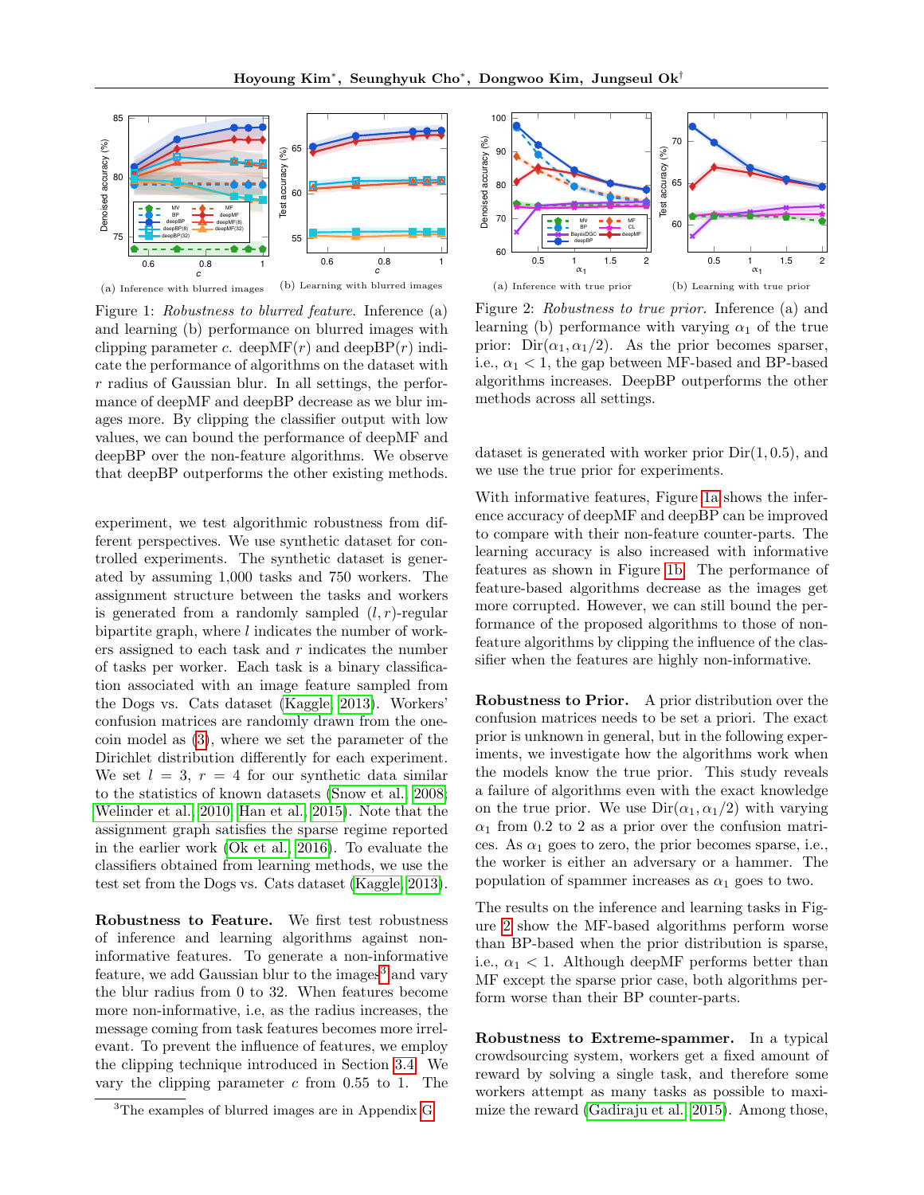Figure 1: *Robustness to blurred feature.* Inference (a) and learning (b) performance on blurred images with clipping parameter $c$. deepMF($r$) and deepBP($r$) indicate the performance of algorithms on the dataset with $r$ radius of Gaussian blur. In all settings, the performance of deepMF and deepBP decrease as we blur images more. By clipping the classifier output with low values, we can bound the performance of deepMF and deepBP over the non-feature algorithms. We observe that deepBP outperforms the other existing methods.

(a) Inference with blurred images (b) Learning with blurred images

Figure 2: *Robustness to true prior.* Inference (a) and learning (b) performance with varying $\alpha_1$ of the true prior: $\text{Dir}(\alpha_1, \alpha_1/2)$. As the prior becomes sparser, i.e., $\alpha_1 < 1$, the gap between MF-based and BP-based algorithms increases. DeepBP outperforms the other methods across all settings.

(a) Inference with true prior (b) Learning with true prior

experiment, we test algorithmic robustness from different perspectives. We use synthetic dataset for controlled experiments. The synthetic dataset is generated by assuming 1,000 tasks and 750 workers. The assignment structure between the tasks and workers is generated from a randomly sampled $(l, r)$-regular bipartite graph, where $l$ indicates the number of workers assigned to each task and $r$ indicates the number of tasks per worker. Each task is a binary classification associated with an image feature sampled from the Dogs vs. Cats dataset (Kaggle, 2013). Workers' confusion matrices are randomly drawn from the one-coin model as (3), where we set the parameter of the Dirichlet distribution differently for each experiment. We set $l = 3$, $r = 4$ for our synthetic data similar to the statistics of known datasets (Snow et al., 2008; Welinder et al., 2010; Han et al., 2015). Note that the assignment graph satisfies the sparse regime reported in the earlier work (Ok et al., 2016). To evaluate the classifiers obtained from learning methods, we use the test set from the Dogs vs. Cats dataset (Kaggle, 2013).

**Robustness to Feature.** We first test robustness of inference and learning algorithms against non-informative features. To generate a non-informative feature, we add Gaussian blur to the images[3] and vary the blur radius from 0 to 32. When features become more non-informative, i.e, as the radius increases, the message coming from task features becomes more irrelevant. To prevent the influence of features, we employ the clipping technique introduced in Section 3.4. We vary the clipping parameter $c$ from 0.55 to 1. The dataset is generated with worker prior $\text{Dir}(1, 0.5)$, and we use the true prior for experiments.

With informative features, Figure 1a shows the inference accuracy of deepMF and deepBP can be improved to compare with their non-feature counter-parts. The learning accuracy is also increased with informative features as shown in Figure 1b. The performance of feature-based algorithms decrease as the images get more corrupted. However, we can still bound the performance of the proposed algorithms to those of non-feature algorithms by clipping the influence of the classifier when the features are highly non-informative.

**Robustness to Prior.** A prior distribution over the confusion matrices needs to be set a priori. The exact prior is unknown in general, but in the following experiments, we investigate how the algorithms work when the models know the true prior. This study reveals a failure of algorithms even with the exact knowledge on the true prior. We use $\text{Dir}(\alpha_1, \alpha_1/2)$ with varying $\alpha_1$ from 0.2 to 2 as a prior over the confusion matrices. As $\alpha_1$ goes to zero, the prior becomes sparse, i.e., the worker is either an adversary or a hammer. The population of spammer increases as $\alpha_1$ goes to two.

The results on the inference and learning tasks in Figure 2 show the MF-based algorithms perform worse than BP-based when the prior distribution is sparse, i.e., $\alpha_1 < 1$. Although deepMF performs better than MF except the sparse prior case, both algorithms perform worse than their BP counter-parts.

**Robustness to Extreme-spammer.** In a typical crowdsourcing system, workers get a fixed amount of reward by solving a single task, and therefore some workers attempt as many tasks as possible to maximize the reward (Gadiraju et al., 2015). Among those,

[3] The examples of blurred images are in Appendix G.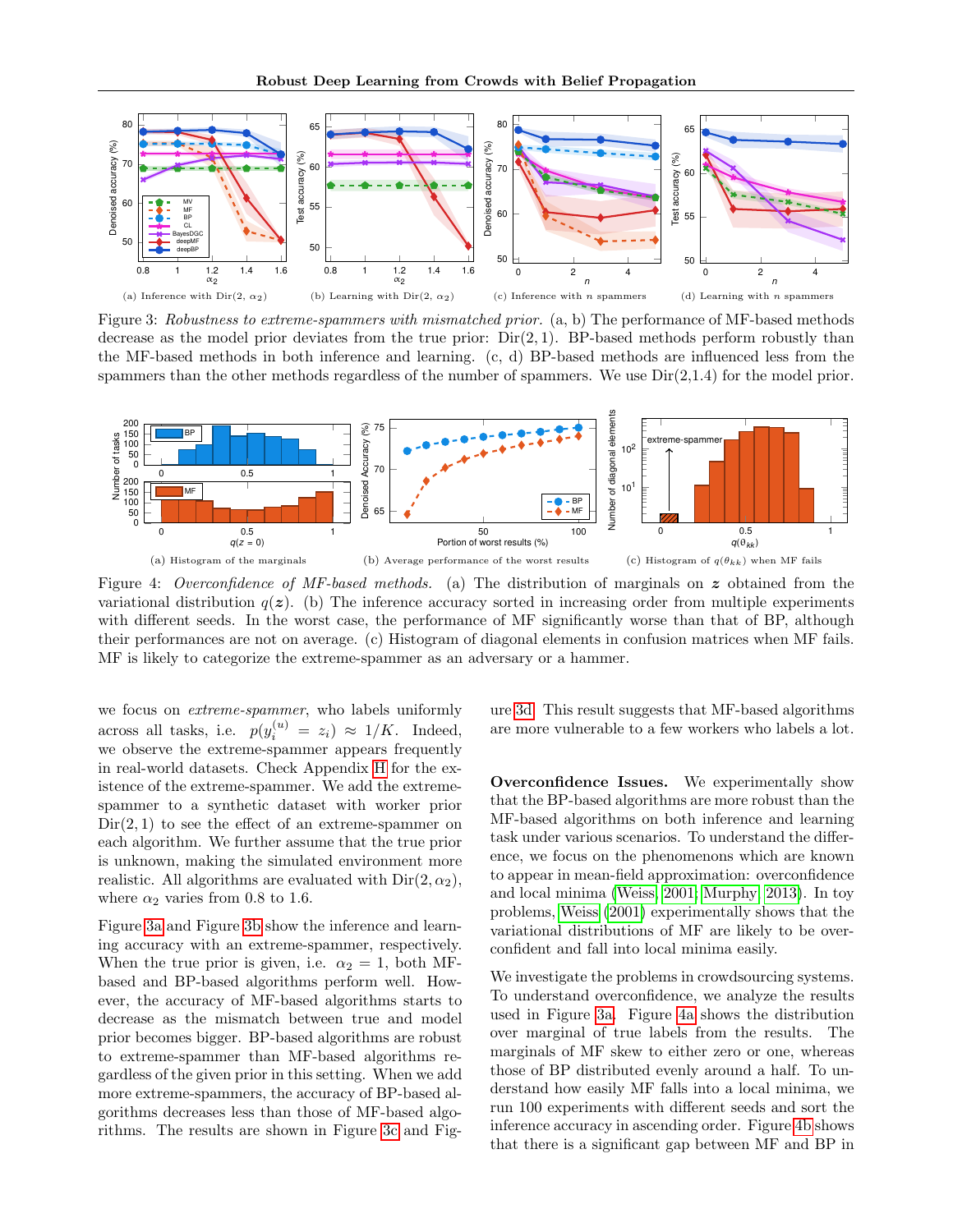(a) Inference with Dir(2, $\alpha_2$)   (b) Learning with Dir(2, $\alpha_2$)   (c) Inference with $n$ spammers   (d) Learning with $n$ spammers

Figure 3: *Robustness to extreme-spammers with mismatched prior.* (a, b) The performance of MF-based methods decrease as the model prior deviates from the true prior: Dir(2, 1). BP-based methods perform robustly than the MF-based methods in both inference and learning. (c, d) BP-based methods are influenced less from the spammers than the other methods regardless of the number of spammers. We use Dir(2,1.4) for the model prior.

(a) Histogram of the marginals   (b) Average performance of the worst results   (c) Histogram of $q(\theta_{kk})$ when MF fails

Figure 4: *Overconfidence of MF-based methods.* (a) The distribution of marginals on $\boldsymbol{z}$ obtained from the variational distribution $q(\boldsymbol{z})$. (b) The inference accuracy sorted in increasing order from multiple experiments with different seeds. In the worst case, the performance of MF significantly worse than that of BP, although their performances are not on average. (c) Histogram of diagonal elements in confusion matrices when MF fails. MF is likely to categorize the extreme-spammer as an adversary or a hammer.

we focus on *extreme-spammer*, who labels uniformly across all tasks, i.e. $p(y_i^{(u)} = z_i) \approx 1/K$. Indeed, we observe the extreme-spammer appears frequently in real-world datasets. Check Appendix H for the existence of the extreme-spammer. We add the extreme-spammer to a synthetic dataset with worker prior Dir(2, 1) to see the effect of an extreme-spammer on each algorithm. We further assume that the true prior is unknown, making the simulated environment more realistic. All algorithms are evaluated with Dir$(2, \alpha_2)$, where $\alpha_2$ varies from 0.8 to 1.6.

Figure 3a and Figure 3b show the inference and learning accuracy with an extreme-spammer, respectively. When the true prior is given, i.e. $\alpha_2 = 1$, both MF-based and BP-based algorithms perform well. However, the accuracy of MF-based algorithms starts to decrease as the mismatch between true and model prior becomes bigger. BP-based algorithms are robust to extreme-spammer than MF-based algorithms regardless of the given prior in this setting. When we add more extreme-spammers, the accuracy of BP-based algorithms decreases less than those of MF-based algorithms. The results are shown in Figure 3c and Figure 3d. This result suggests that MF-based algorithms are more vulnerable to a few workers who labels a lot.

**Overconfidence Issues.** We experimentally show that the BP-based algorithms are more robust than the MF-based algorithms on both inference and learning task under various scenarios. To understand the difference, we focus on the phenomenons which are known to appear in mean-field approximation: overconfidence and local minima (Weiss, 2001; Murphy, 2013). In toy problems, Weiss (2001) experimentally shows that the variational distributions of MF are likely to be overconfident and fall into local minima easily.

We investigate the problems in crowdsourcing systems. To understand overconfidence, we analyze the results used in Figure 3a. Figure 4a shows the distribution over marginal of true labels from the results. The marginals of MF skew to either zero or one, whereas those of BP distributed evenly around a half. To understand how easily MF falls into a local minima, we run 100 experiments with different seeds and sort the inference accuracy in ascending order. Figure 4b shows that there is a significant gap between MF and BP in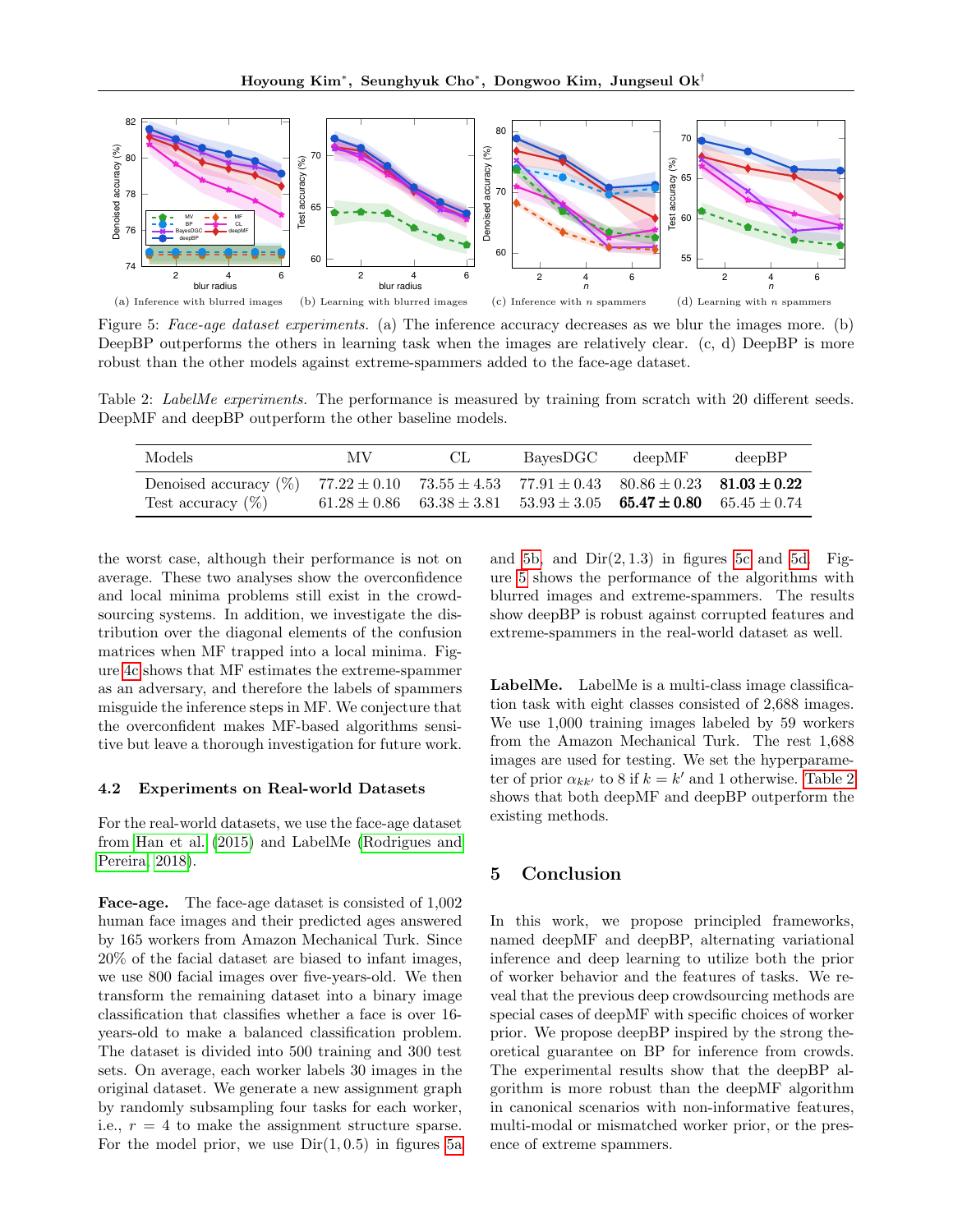(a) Inference with blurred images (b) Learning with blurred images (c) Inference with $n$ spammers (d) Learning with $n$ spammers

Figure 5: *Face-age dataset experiments.* (a) The inference accuracy decreases as we blur the images more. (b) DeepBP outperforms the others in learning task when the images are relatively clear. (c, d) DeepBP is more robust than the other models against extreme-spammers added to the face-age dataset.

Table 2: *LabelMe experiments.* The performance is measured by training from scratch with 20 different seeds. DeepMF and deepBP outperform the other baseline models.

| Models | MV | CL | BayesDGC | deepMF | deepBP |
|---|---|---|---|---|---|
| Denoised accuracy (%) | $77.22 \pm 0.10$ | $73.55 \pm 4.53$ | $77.91 \pm 0.43$ | $80.86 \pm 0.23$ | $\mathbf{81.03 \pm 0.22}$ |
| Test accuracy (%) | $61.28 \pm 0.86$ | $63.38 \pm 3.81$ | $53.93 \pm 3.05$ | $\mathbf{65.47 \pm 0.80}$ | $65.45 \pm 0.74$ |

the worst case, although their performance is not on average. These two analyses show the overconfidence and local minima problems still exist in the crowdsourcing systems. In addition, we investigate the distribution over the diagonal elements of the confusion matrices when MF trapped into a local minima. Figure 4c shows that MF estimates the extreme-spammer as an adversary, and therefore the labels of spammers misguide the inference steps in MF. We conjecture that the overconfident makes MF-based algorithms sensitive but leave a thorough investigation for future work.

### 4.2 Experiments on Real-world Datasets

For the real-world datasets, we use the face-age dataset from Han et al. (2015) and LabelMe (Rodrigues and Pereira, 2018).

**Face-age.** The face-age dataset is consisted of 1,002 human face images and their predicted ages answered by 165 workers from Amazon Mechanical Turk. Since 20% of the facial dataset are biased to infant images, we use 800 facial images over five-years-old. We then transform the remaining dataset into a binary image classification that classifies whether a face is over 16-years-old to make a balanced classification problem. The dataset is divided into 500 training and 300 test sets. On average, each worker labels 30 images in the original dataset. We generate a new assignment graph by randomly subsampling four tasks for each worker, i.e., $r = 4$ to make the assignment structure sparse. For the model prior, we use $\mathrm{Dir}(1, 0.5)$ in figures 5a and 5b, and $\mathrm{Dir}(2, 1.3)$ in figures 5c and 5d. Figure 5 shows the performance of the algorithms with blurred images and extreme-spammers. The results show deepBP is robust against corrupted features and extreme-spammers in the real-world dataset as well.

**LabelMe.** LabelMe is a multi-class image classification task with eight classes consisted of 2,688 images. We use 1,000 training images labeled by 59 workers from the Amazon Mechanical Turk. The rest 1,688 images are used for testing. We set the hyperparameter of prior $\alpha_{kk'}$ to 8 if $k = k'$ and 1 otherwise. Table 2 shows that both deepMF and deepBP outperform the existing methods.

## 5 Conclusion

In this work, we propose principled frameworks, named deepMF and deepBP, alternating variational inference and deep learning to utilize both the prior of worker behavior and the features of tasks. We reveal that the previous deep crowdsourcing methods are special cases of deepMF with specific choices of worker prior. We propose deepBP inspired by the strong theoretical guarantee on BP for inference from crowds. The experimental results show that the deepBP algorithm is more robust than the deepMF algorithm in canonical scenarios with non-informative features, multi-modal or mismatched worker prior, or the presence of extreme spammers.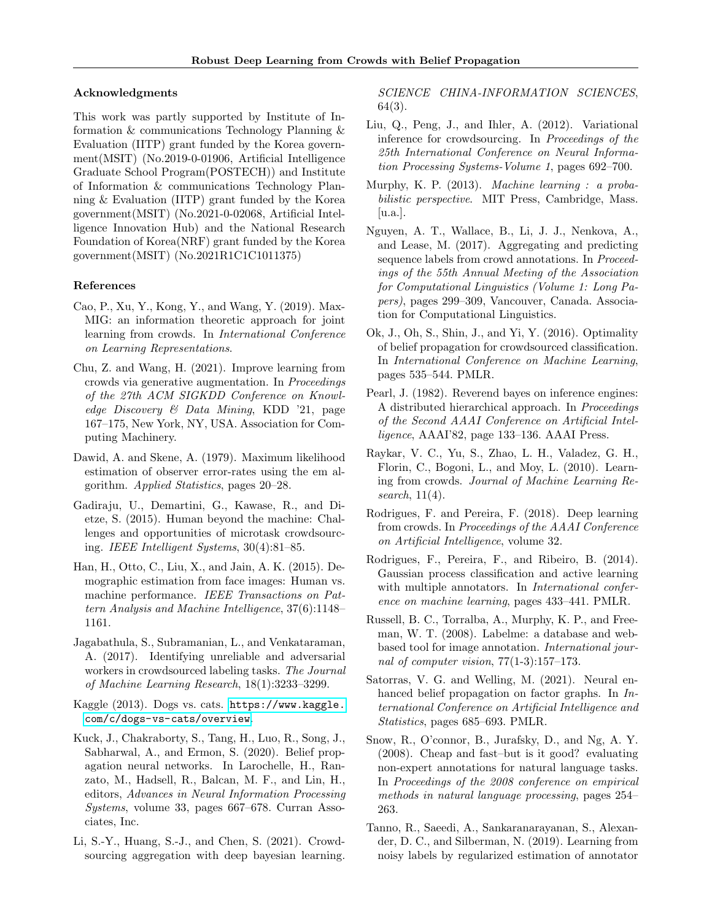## Acknowledgments

This work was partly supported by Institute of Information & communications Technology Planning & Evaluation (IITP) grant funded by the Korea government(MSIT) (No.2019-0-01906, Artificial Intelligence Graduate School Program(POSTECH)) and Institute of Information & communications Technology Planning & Evaluation (IITP) grant funded by the Korea government(MSIT) (No.2021-0-02068, Artificial Intelligence Innovation Hub) and the National Research Foundation of Korea(NRF) grant funded by the Korea government(MSIT) (No.2021R1C1C1011375)

## References

Cao, P., Xu, Y., Kong, Y., and Wang, Y. (2019). Max-MIG: an information theoretic approach for joint learning from crowds. In *International Conference on Learning Representations*.

Chu, Z. and Wang, H. (2021). Improve learning from crowds via generative augmentation. In *Proceedings of the 27th ACM SIGKDD Conference on Knowledge Discovery & Data Mining*, KDD '21, page 167–175, New York, NY, USA. Association for Computing Machinery.

Dawid, A. and Skene, A. (1979). Maximum likelihood estimation of observer error-rates using the em algorithm. *Applied Statistics*, pages 20–28.

Gadiraju, U., Demartini, G., Kawase, R., and Dietze, S. (2015). Human beyond the machine: Challenges and opportunities of microtask crowdsourcing. *IEEE Intelligent Systems*, 30(4):81–85.

Han, H., Otto, C., Liu, X., and Jain, A. K. (2015). Demographic estimation from face images: Human vs. machine performance. *IEEE Transactions on Pattern Analysis and Machine Intelligence*, 37(6):1148–1161.

Jagabathula, S., Subramanian, L., and Venkataraman, A. (2017). Identifying unreliable and adversarial workers in crowdsourced labeling tasks. *The Journal of Machine Learning Research*, 18(1):3233–3299.

Kaggle (2013). Dogs vs. cats. https://www.kaggle.com/c/dogs-vs-cats/overview.

Kuck, J., Chakraborty, S., Tang, H., Luo, R., Song, J., Sabharwal, A., and Ermon, S. (2020). Belief propagation neural networks. In Larochelle, H., Ranzato, M., Hadsell, R., Balcan, M. F., and Lin, H., editors, *Advances in Neural Information Processing Systems*, volume 33, pages 667–678. Curran Associates, Inc.

Li, S.-Y., Huang, S.-J., and Chen, S. (2021). Crowdsourcing aggregation with deep bayesian learning. *SCIENCE CHINA-INFORMATION SCIENCES*, 64(3).

Liu, Q., Peng, J., and Ihler, A. (2012). Variational inference for crowdsourcing. In *Proceedings of the 25th International Conference on Neural Information Processing Systems-Volume 1*, pages 692–700.

Murphy, K. P. (2013). *Machine learning : a probabilistic perspective*. MIT Press, Cambridge, Mass. [u.a.].

Nguyen, A. T., Wallace, B., Li, J. J., Nenkova, A., and Lease, M. (2017). Aggregating and predicting sequence labels from crowd annotations. In *Proceedings of the 55th Annual Meeting of the Association for Computational Linguistics (Volume 1: Long Papers)*, pages 299–309, Vancouver, Canada. Association for Computational Linguistics.

Ok, J., Oh, S., Shin, J., and Yi, Y. (2016). Optimality of belief propagation for crowdsourced classification. In *International Conference on Machine Learning*, pages 535–544. PMLR.

Pearl, J. (1982). Reverend bayes on inference engines: A distributed hierarchical approach. In *Proceedings of the Second AAAI Conference on Artificial Intelligence*, AAAI'82, page 133–136. AAAI Press.

Raykar, V. C., Yu, S., Zhao, L. H., Valadez, G. H., Florin, C., Bogoni, L., and Moy, L. (2010). Learning from crowds. *Journal of Machine Learning Research*, 11(4).

Rodrigues, F. and Pereira, F. (2018). Deep learning from crowds. In *Proceedings of the AAAI Conference on Artificial Intelligence*, volume 32.

Rodrigues, F., Pereira, F., and Ribeiro, B. (2014). Gaussian process classification and active learning with multiple annotators. In *International conference on machine learning*, pages 433–441. PMLR.

Russell, B. C., Torralba, A., Murphy, K. P., and Freeman, W. T. (2008). Labelme: a database and web-based tool for image annotation. *International journal of computer vision*, 77(1-3):157–173.

Satorras, V. G. and Welling, M. (2021). Neural enhanced belief propagation on factor graphs. In *International Conference on Artificial Intelligence and Statistics*, pages 685–693. PMLR.

Snow, R., O'connor, B., Jurafsky, D., and Ng, A. Y. (2008). Cheap and fast–but is it good? evaluating non-expert annotations for natural language tasks. In *Proceedings of the 2008 conference on empirical methods in natural language processing*, pages 254–263.

Tanno, R., Saeedi, A., Sankaranarayanan, S., Alexander, D. C., and Silberman, N. (2019). Learning from noisy labels by regularized estimation of annotator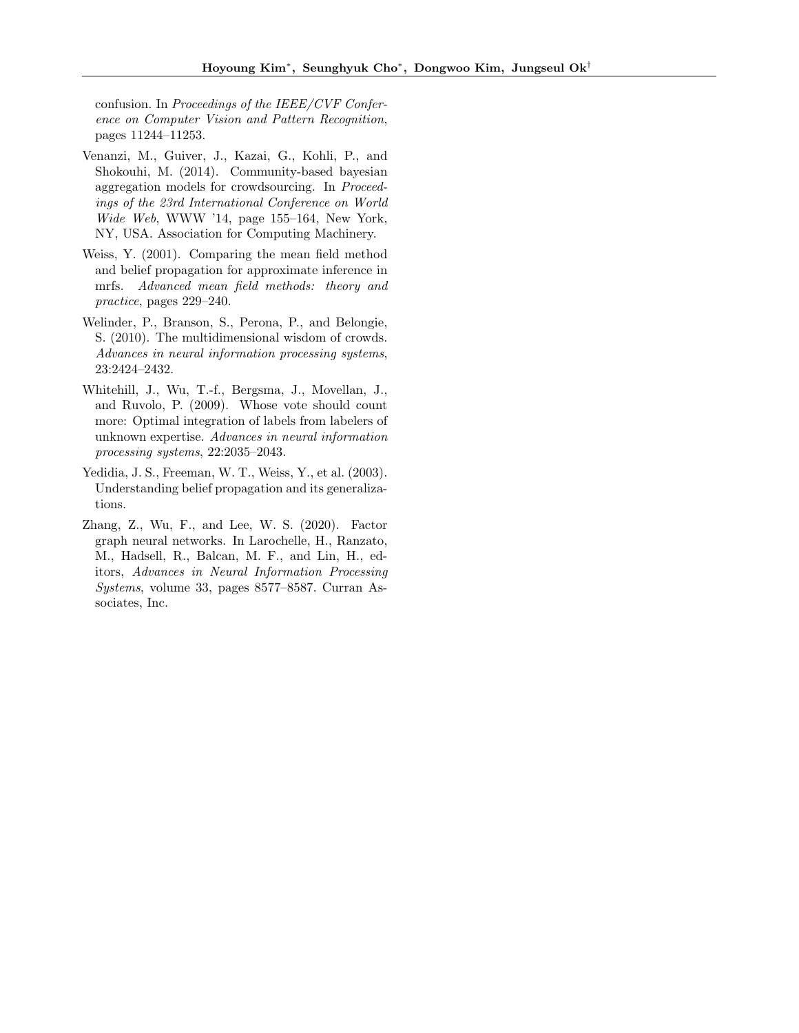confusion. In *Proceedings of the IEEE/CVF Conference on Computer Vision and Pattern Recognition*, pages 11244–11253.

Venanzi, M., Guiver, J., Kazai, G., Kohli, P., and Shokouhi, M. (2014). Community-based bayesian aggregation models for crowdsourcing. In *Proceedings of the 23rd International Conference on World Wide Web*, WWW '14, page 155–164, New York, NY, USA. Association for Computing Machinery.

Weiss, Y. (2001). Comparing the mean field method and belief propagation for approximate inference in mrfs. *Advanced mean field methods: theory and practice*, pages 229–240.

Welinder, P., Branson, S., Perona, P., and Belongie, S. (2010). The multidimensional wisdom of crowds. *Advances in neural information processing systems*, 23:2424–2432.

Whitehill, J., Wu, T.-f., Bergsma, J., Movellan, J., and Ruvolo, P. (2009). Whose vote should count more: Optimal integration of labels from labelers of unknown expertise. *Advances in neural information processing systems*, 22:2035–2043.

Yedidia, J. S., Freeman, W. T., Weiss, Y., et al. (2003). Understanding belief propagation and its generalizations.

Zhang, Z., Wu, F., and Lee, W. S. (2020). Factor graph neural networks. In Larochelle, H., Ranzato, M., Hadsell, R., Balcan, M. F., and Lin, H., editors, *Advances in Neural Information Processing Systems*, volume 33, pages 8577–8587. Curran Associates, Inc.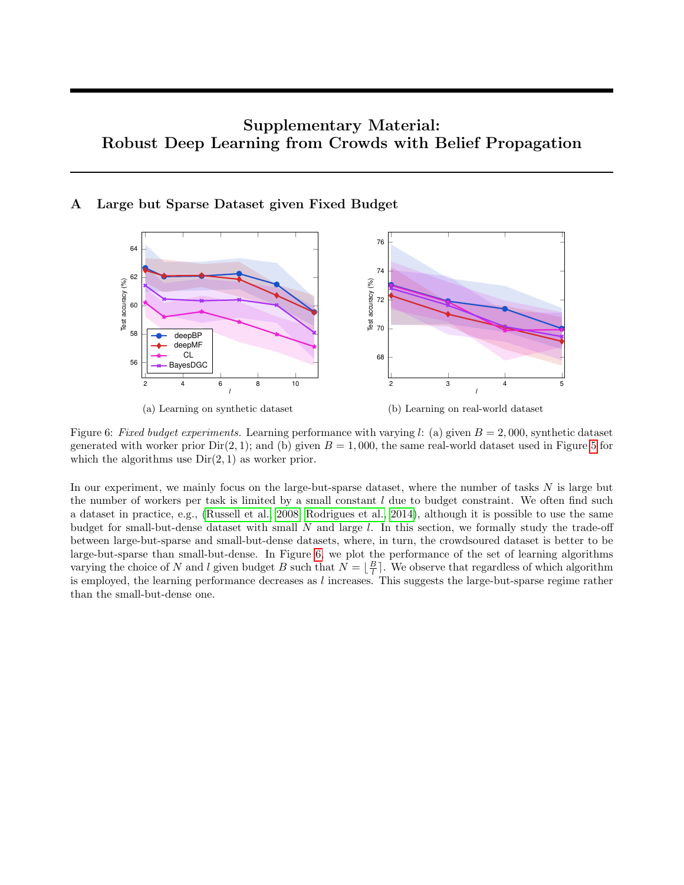# Supplementary Material: Robust Deep Learning from Crowds with Belief Propagation

## A Large but Sparse Dataset given Fixed Budget

(a) Learning on synthetic dataset

(b) Learning on real-world dataset

Figure 6: *Fixed budget experiments.* Learning performance with varying $l$: (a) given $B = 2,000$, synthetic dataset generated with worker prior $\text{Dir}(2, 1)$; and (b) given $B = 1,000$, the same real-world dataset used in Figure 5 for which the algorithms use $\text{Dir}(2, 1)$ as worker prior.

In our experiment, we mainly focus on the large-but-sparse dataset, where the number of tasks $N$ is large but the number of workers per task is limited by a small constant $l$ due to budget constraint. We often find such a dataset in practice, e.g., (Russell et al., 2008; Rodrigues et al., 2014), although it is possible to use the same budget for small-but-dense dataset with small $N$ and large $l$. In this section, we formally study the trade-off between large-but-sparse and small-but-dense datasets, where, in turn, the crowdsoured dataset is better to be large-but-sparse than small-but-dense. In Figure 6, we plot the performance of the set of learning algorithms varying the choice of $N$ and $l$ given budget $B$ such that $N = \lfloor \frac{B}{l} \rceil$. We observe that regardless of which algorithm is employed, the learning performance decreases as $l$ increases. This suggests the large-but-sparse regime rather than the small-but-dense one.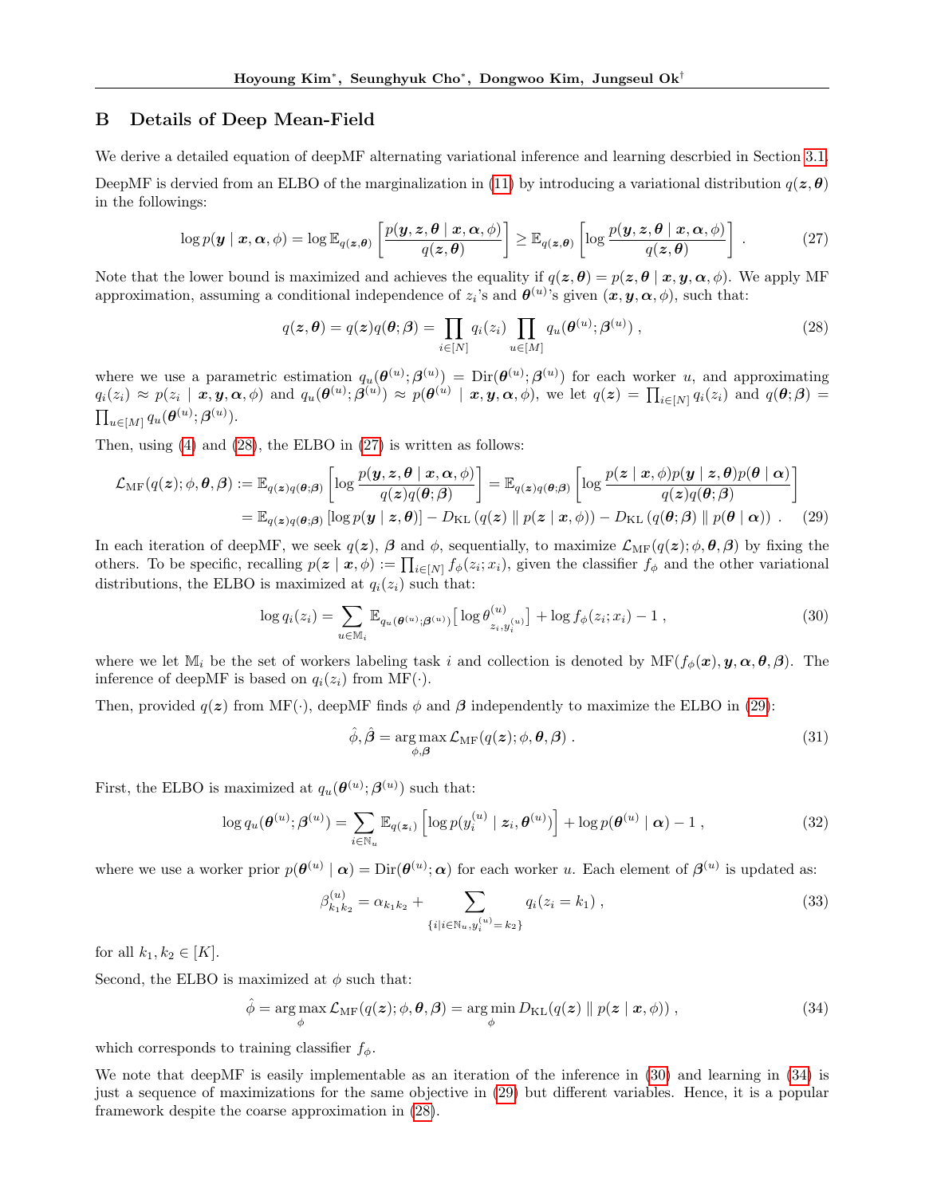## B Details of Deep Mean-Field

We derive a detailed equation of deepMF alternating variational inference and learning descrbied in Section 3.1.

DeepMF is dervied from an ELBO of the marginalization in (11) by introducing a variational distribution $q(\boldsymbol{z}, \boldsymbol{\theta})$ in the followings:

$$\log p(\boldsymbol{y} \mid \boldsymbol{x}, \boldsymbol{\alpha}, \phi) = \log \mathbb{E}_{q(\boldsymbol{z},\boldsymbol{\theta})} \left[ \frac{p(\boldsymbol{y}, \boldsymbol{z}, \boldsymbol{\theta} \mid \boldsymbol{x}, \boldsymbol{\alpha}, \phi)}{q(\boldsymbol{z}, \boldsymbol{\theta})} \right] \geq \mathbb{E}_{q(\boldsymbol{z},\boldsymbol{\theta})} \left[ \log \frac{p(\boldsymbol{y}, \boldsymbol{z}, \boldsymbol{\theta} \mid \boldsymbol{x}, \boldsymbol{\alpha}, \phi)}{q(\boldsymbol{z}, \boldsymbol{\theta})} \right] . \tag{27}$$

Note that the lower bound is maximized and achieves the equality if $q(\boldsymbol{z}, \boldsymbol{\theta}) = p(\boldsymbol{z}, \boldsymbol{\theta} \mid \boldsymbol{x}, \boldsymbol{y}, \boldsymbol{\alpha}, \phi)$. We apply MF approximation, assuming a conditional independence of $z_i$'s and $\boldsymbol{\theta}^{(u)}$'s given $(\boldsymbol{x}, \boldsymbol{y}, \boldsymbol{\alpha}, \phi)$, such that:

$$q(\boldsymbol{z}, \boldsymbol{\theta}) = q(\boldsymbol{z}) q(\boldsymbol{\theta}; \boldsymbol{\beta}) = \prod_{i \in [N]} q_i(z_i) \prod_{u \in [M]} q_u(\boldsymbol{\theta}^{(u)}; \boldsymbol{\beta}^{(u)}) , \tag{28}$$

where we use a parametric estimation $q_u(\boldsymbol{\theta}^{(u)}; \boldsymbol{\beta}^{(u)}) = \mathrm{Dir}(\boldsymbol{\theta}^{(u)}; \boldsymbol{\beta}^{(u)})$ for each worker $u$, and approximating $q_i(z_i) \approx p(z_i \mid \boldsymbol{x}, \boldsymbol{y}, \boldsymbol{\alpha}, \phi)$ and $q_u(\boldsymbol{\theta}^{(u)}; \boldsymbol{\beta}^{(u)}) \approx p(\boldsymbol{\theta}^{(u)} \mid \boldsymbol{x}, \boldsymbol{y}, \boldsymbol{\alpha}, \phi)$, we let $q(\boldsymbol{z}) = \prod_{i \in [N]} q_i(z_i)$ and $q(\boldsymbol{\theta}; \boldsymbol{\beta}) = \prod_{u \in [M]} q_u(\boldsymbol{\theta}^{(u)}; \boldsymbol{\beta}^{(u)})$.

Then, using (4) and (28), the ELBO in (27) is written as follows:

$$\begin{aligned}
\mathcal{L}_{\mathrm{MF}}(q(\boldsymbol{z}); \phi, \boldsymbol{\theta}, \boldsymbol{\beta}) &:= \mathbb{E}_{q(\boldsymbol{z})q(\boldsymbol{\theta};\boldsymbol{\beta})} \left[ \log \frac{p(\boldsymbol{y}, \boldsymbol{z}, \boldsymbol{\theta} \mid \boldsymbol{x}, \boldsymbol{\alpha}, \phi)}{q(\boldsymbol{z}) q(\boldsymbol{\theta}; \boldsymbol{\beta})} \right] = \mathbb{E}_{q(\boldsymbol{z})q(\boldsymbol{\theta};\boldsymbol{\beta})} \left[ \log \frac{p(\boldsymbol{z} \mid \boldsymbol{x}, \phi) p(\boldsymbol{y} \mid \boldsymbol{z}, \boldsymbol{\theta}) p(\boldsymbol{\theta} \mid \boldsymbol{\alpha})}{q(\boldsymbol{z}) q(\boldsymbol{\theta}; \boldsymbol{\beta})} \right] \\
&= \mathbb{E}_{q(\boldsymbol{z})q(\boldsymbol{\theta};\boldsymbol{\beta})} \left[ \log p(\boldsymbol{y} \mid \boldsymbol{z}, \boldsymbol{\theta}) \right] - D_{\mathrm{KL}} \left( q(\boldsymbol{z}) \parallel p(\boldsymbol{z} \mid \boldsymbol{x}, \phi) \right) - D_{\mathrm{KL}} \left( q(\boldsymbol{\theta}; \boldsymbol{\beta}) \parallel p(\boldsymbol{\theta} \mid \boldsymbol{\alpha}) \right) .
\end{aligned} \tag{29}$$

In each iteration of deepMF, we seek $q(\boldsymbol{z})$, $\boldsymbol{\beta}$ and $\phi$, sequentially, to maximize $\mathcal{L}_{\mathrm{MF}}(q(\boldsymbol{z}); \phi, \boldsymbol{\theta}, \boldsymbol{\beta})$ by fixing the others. To be specific, recalling $p(\boldsymbol{z} \mid \boldsymbol{x}, \phi) := \prod_{i \in [N]} f_\phi(z_i; x_i)$, given the classifier $f_\phi$ and the other variational distributions, the ELBO is maximized at $q_i(z_i)$ such that:

$$\log q_i(z_i) = \sum_{u \in \mathbb{M}_i} \mathbb{E}_{q_u(\boldsymbol{\theta}^{(u)}; \boldsymbol{\beta}^{(u)})} \left[ \log \theta^{(u)}_{z_i, y_i^{(u)}} \right] + \log f_\phi(z_i; x_i) - 1 , \tag{30}$$

where we let $\mathbb{M}_i$ be the set of workers labeling task $i$ and collection is denoted by $\mathrm{MF}(f_\phi(\boldsymbol{x}), \boldsymbol{y}, \boldsymbol{\alpha}, \boldsymbol{\theta}, \boldsymbol{\beta})$. The inference of deepMF is based on $q_i(z_i)$ from $\mathrm{MF}(\cdot)$.

Then, provided $q(\boldsymbol{z})$ from $\mathrm{MF}(\cdot)$, deepMF finds $\phi$ and $\boldsymbol{\beta}$ independently to maximize the ELBO in (29):

$$\hat{\phi}, \hat{\boldsymbol{\beta}} = \operatorname*{arg\,max}_{\phi, \boldsymbol{\beta}} \mathcal{L}_{\mathrm{MF}}(q(\boldsymbol{z}); \phi, \boldsymbol{\theta}, \boldsymbol{\beta}) . \tag{31}$$

First, the ELBO is maximized at $q_u(\boldsymbol{\theta}^{(u)}; \boldsymbol{\beta}^{(u)})$ such that:

$$\log q_u(\boldsymbol{\theta}^{(u)}; \boldsymbol{\beta}^{(u)}) = \sum_{i \in \mathbb{N}_u} \mathbb{E}_{q(\boldsymbol{z}_i)} \left[ \log p(y_i^{(u)} \mid \boldsymbol{z}_i, \boldsymbol{\theta}^{(u)}) \right] + \log p(\boldsymbol{\theta}^{(u)} \mid \boldsymbol{\alpha}) - 1 , \tag{32}$$

where we use a worker prior $p(\boldsymbol{\theta}^{(u)} \mid \boldsymbol{\alpha}) = \mathrm{Dir}(\boldsymbol{\theta}^{(u)}; \boldsymbol{\alpha})$ for each worker $u$. Each element of $\boldsymbol{\beta}^{(u)}$ is updated as:

$$\beta^{(u)}_{k_1 k_2} = \alpha_{k_1 k_2} + \sum_{\{i \mid i \in \mathbb{N}_u, y_i^{(u)} = k_2\}} q_i(z_i = k_1) , \tag{33}$$

for all $k_1, k_2 \in [K]$.

Second, the ELBO is maximized at $\phi$ such that:

$$\hat{\phi} = \operatorname*{arg\,max}_{\phi} \mathcal{L}_{\mathrm{MF}}(q(\boldsymbol{z}); \phi, \boldsymbol{\theta}, \boldsymbol{\beta}) = \operatorname*{arg\,min}_{\phi} D_{\mathrm{KL}}(q(\boldsymbol{z}) \parallel p(\boldsymbol{z} \mid \boldsymbol{x}, \phi)) , \tag{34}$$

which corresponds to training classifier $f_\phi$.

We note that deepMF is easily implementable as an iteration of the inference in (30) and learning in (34) is just a sequence of maximizations for the same objective in (29) but different variables. Hence, it is a popular framework despite the coarse approximation in (28).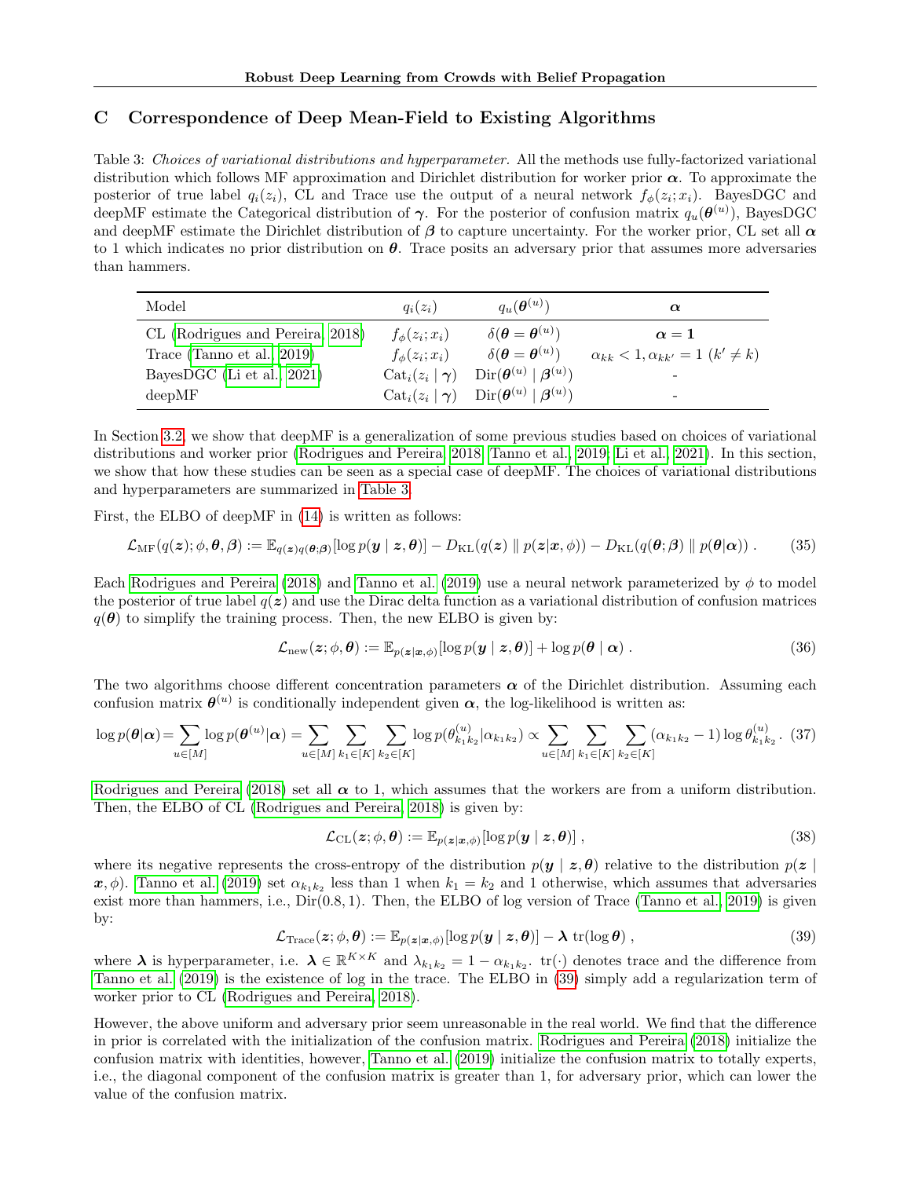## C Correspondence of Deep Mean-Field to Existing Algorithms

Table 3: *Choices of variational distributions and hyperparameter.* All the methods use fully-factorized variational distribution which follows MF approximation and Dirichlet distribution for worker prior $\boldsymbol{\alpha}$. To approximate the posterior of true label $q_i(z_i)$, CL and Trace use the output of a neural network $f_\phi(z_i; x_i)$. BayesDGC and deepMF estimate the Categorical distribution of $\boldsymbol{\gamma}$. For the posterior of confusion matrix $q_u(\boldsymbol{\theta}^{(u)})$, BayesDGC and deepMF estimate the Dirichlet distribution of $\boldsymbol{\beta}$ to capture uncertainty. For the worker prior, CL set all $\boldsymbol{\alpha}$ to 1 which indicates no prior distribution on $\boldsymbol{\theta}$. Trace posits an adversary prior that assumes more adversaries than hammers.

| Model | $q_i(z_i)$ | $q_u(\boldsymbol{\theta}^{(u)})$ | $\boldsymbol{\alpha}$ |
|---|---|---|---|
| CL (Rodrigues and Pereira, 2018) | $f_\phi(z_i; x_i)$ | $\delta(\boldsymbol{\theta} = \boldsymbol{\theta}^{(u)})$ | $\boldsymbol{\alpha} = \mathbf{1}$ |
| Trace (Tanno et al., 2019) | $f_\phi(z_i; x_i)$ | $\delta(\boldsymbol{\theta} = \boldsymbol{\theta}^{(u)})$ | $\alpha_{kk} < 1, \alpha_{kk'} = 1$ $(k' \neq k)$ |
| BayesDGC (Li et al., 2021) | $\mathrm{Cat}_i(z_i \mid \boldsymbol{\gamma})$ | $\mathrm{Dir}(\boldsymbol{\theta}^{(u)} \mid \boldsymbol{\beta}^{(u)})$ | - |
| deepMF | $\mathrm{Cat}_i(z_i \mid \boldsymbol{\gamma})$ | $\mathrm{Dir}(\boldsymbol{\theta}^{(u)} \mid \boldsymbol{\beta}^{(u)})$ | - |

In Section 3.2, we show that deepMF is a generalization of some previous studies based on choices of variational distributions and worker prior (Rodrigues and Pereira, 2018; Tanno et al., 2019; Li et al., 2021). In this section, we show that how these studies can be seen as a special case of deepMF. The choices of variational distributions and hyperparameters are summarized in Table 3.

First, the ELBO of deepMF in (14) is written as follows:

$$\mathcal{L}_{\mathrm{MF}}(q(\boldsymbol{z}); \phi, \boldsymbol{\theta}, \boldsymbol{\beta}) := \mathbb{E}_{q(\boldsymbol{z})q(\boldsymbol{\theta};\boldsymbol{\beta})}[\log p(\boldsymbol{y} \mid \boldsymbol{z}, \boldsymbol{\theta})] - D_{\mathrm{KL}}(q(\boldsymbol{z}) \parallel p(\boldsymbol{z}|\boldsymbol{x}, \phi)) - D_{\mathrm{KL}}(q(\boldsymbol{\theta}; \boldsymbol{\beta}) \parallel p(\boldsymbol{\theta}|\boldsymbol{\alpha})) \,. \tag{35}$$

Each Rodrigues and Pereira (2018) and Tanno et al. (2019) use a neural network parameterized by $\phi$ to model the posterior of true label $q(\boldsymbol{z})$ and use the Dirac delta function as a variational distribution of confusion matrices $q(\boldsymbol{\theta})$ to simplify the training process. Then, the new ELBO is given by:

$$\mathcal{L}_{\mathrm{new}}(\boldsymbol{z}; \phi, \boldsymbol{\theta}) := \mathbb{E}_{p(\boldsymbol{z}|\boldsymbol{x},\phi)}[\log p(\boldsymbol{y} \mid \boldsymbol{z}, \boldsymbol{\theta})] + \log p(\boldsymbol{\theta} \mid \boldsymbol{\alpha}) \,. \tag{36}$$

The two algorithms choose different concentration parameters $\boldsymbol{\alpha}$ of the Dirichlet distribution. Assuming each confusion matrix $\boldsymbol{\theta}^{(u)}$ is conditionally independent given $\boldsymbol{\alpha}$, the log-likelihood is written as:

$$\log p(\boldsymbol{\theta}|\boldsymbol{\alpha}) = \sum_{u \in [M]} \log p(\boldsymbol{\theta}^{(u)}|\boldsymbol{\alpha}) = \sum_{u \in [M]} \sum_{k_1 \in [K]} \sum_{k_2 \in [K]} \log p(\theta^{(u)}_{k_1 k_2}|\alpha_{k_1 k_2}) \propto \sum_{u \in [M]} \sum_{k_1 \in [K]} \sum_{k_2 \in [K]} (\alpha_{k_1 k_2} - 1) \log \theta^{(u)}_{k_1 k_2} \,. \tag{37}$$

Rodrigues and Pereira (2018) set all $\boldsymbol{\alpha}$ to 1, which assumes that the workers are from a uniform distribution. Then, the ELBO of CL (Rodrigues and Pereira, 2018) is given by:

$$\mathcal{L}_{\mathrm{CL}}(\boldsymbol{z}; \phi, \boldsymbol{\theta}) := \mathbb{E}_{p(\boldsymbol{z}|\boldsymbol{x},\phi)}[\log p(\boldsymbol{y} \mid \boldsymbol{z}, \boldsymbol{\theta})] \,, \tag{38}$$

where its negative represents the cross-entropy of the distribution $p(\boldsymbol{y} \mid \boldsymbol{z}, \boldsymbol{\theta})$ relative to the distribution $p(\boldsymbol{z} \mid \boldsymbol{x}, \phi)$. Tanno et al. (2019) set $\alpha_{k_1 k_2}$ less than 1 when $k_1 = k_2$ and 1 otherwise, which assumes that adversaries exist more than hammers, i.e., $\mathrm{Dir}(0.8, 1)$. Then, the ELBO of log version of Trace (Tanno et al., 2019) is given by:

$$\mathcal{L}_{\mathrm{Trace}}(\boldsymbol{z}; \phi, \boldsymbol{\theta}) := \mathbb{E}_{p(\boldsymbol{z}|\boldsymbol{x},\phi)}[\log p(\boldsymbol{y} \mid \boldsymbol{z}, \boldsymbol{\theta})] - \boldsymbol{\lambda} \, \mathrm{tr}(\log \boldsymbol{\theta}) \,, \tag{39}$$

where $\boldsymbol{\lambda}$ is hyperparameter, i.e. $\boldsymbol{\lambda} \in \mathbb{R}^{K \times K}$ and $\lambda_{k_1 k_2} = 1 - \alpha_{k_1 k_2}$. $\mathrm{tr}(\cdot)$ denotes trace and the difference from Tanno et al. (2019) is the existence of log in the trace. The ELBO in (39) simply add a regularization term of worker prior to CL (Rodrigues and Pereira, 2018).

However, the above uniform and adversary prior seem unreasonable in the real world. We find that the difference in prior is correlated with the initialization of the confusion matrix. Rodrigues and Pereira (2018) initialize the confusion matrix with identities, however, Tanno et al. (2019) initialize the confusion matrix to totally experts, i.e., the diagonal component of the confusion matrix is greater than 1, for adversary prior, which can lower the value of the confusion matrix.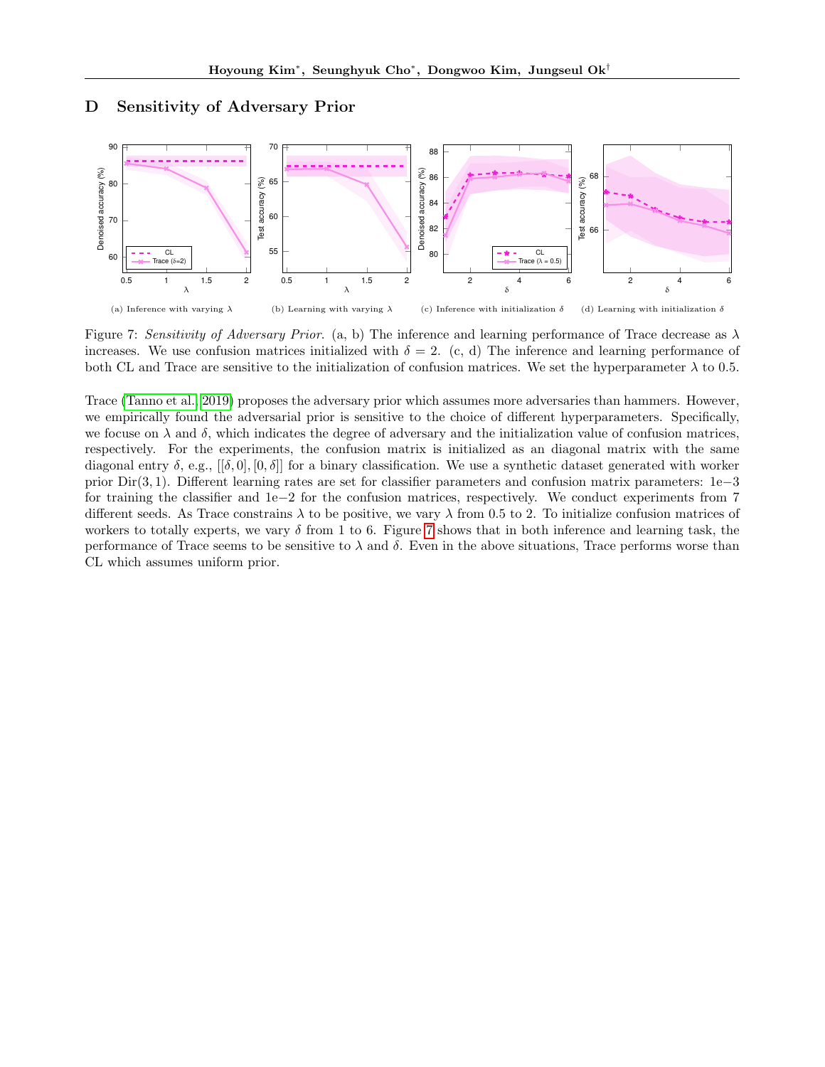# D Sensitivity of Adversary Prior

(a) Inference with varying $\lambda$ (b) Learning with varying $\lambda$ (c) Inference with initialization $\delta$ (d) Learning with initialization $\delta$

Figure 7: *Sensitivity of Adversary Prior.* (a, b) The inference and learning performance of Trace decrease as $\lambda$ increases. We use confusion matrices initialized with $\delta = 2$. (c, d) The inference and learning performance of both CL and Trace are sensitive to the initialization of confusion matrices. We set the hyperparameter $\lambda$ to 0.5.

Trace (Tanno et al., 2019) proposes the adversary prior which assumes more adversaries than hammers. However, we empirically found the adversarial prior is sensitive to the choice of different hyperparameters. Specifically, we focuse on $\lambda$ and $\delta$, which indicates the degree of adversary and the initialization value of confusion matrices, respectively. For the experiments, the confusion matrix is initialized as an diagonal matrix with the same diagonal entry $\delta$, e.g., $[[\delta, 0], [0, \delta]]$ for a binary classification. We use a synthetic dataset generated with worker prior $\text{Dir}(3, 1)$. Different learning rates are set for classifier parameters and confusion matrix parameters: 1e$-$3 for training the classifier and 1e$-$2 for the confusion matrices, respectively. We conduct experiments from 7 different seeds. As Trace constrains $\lambda$ to be positive, we vary $\lambda$ from 0.5 to 2. To initialize confusion matrices of workers to totally experts, we vary $\delta$ from 1 to 6. Figure 7 shows that in both inference and learning task, the performance of Trace seems to be sensitive to $\lambda$ and $\delta$. Even in the above situations, Trace performs worse than CL which assumes uniform prior.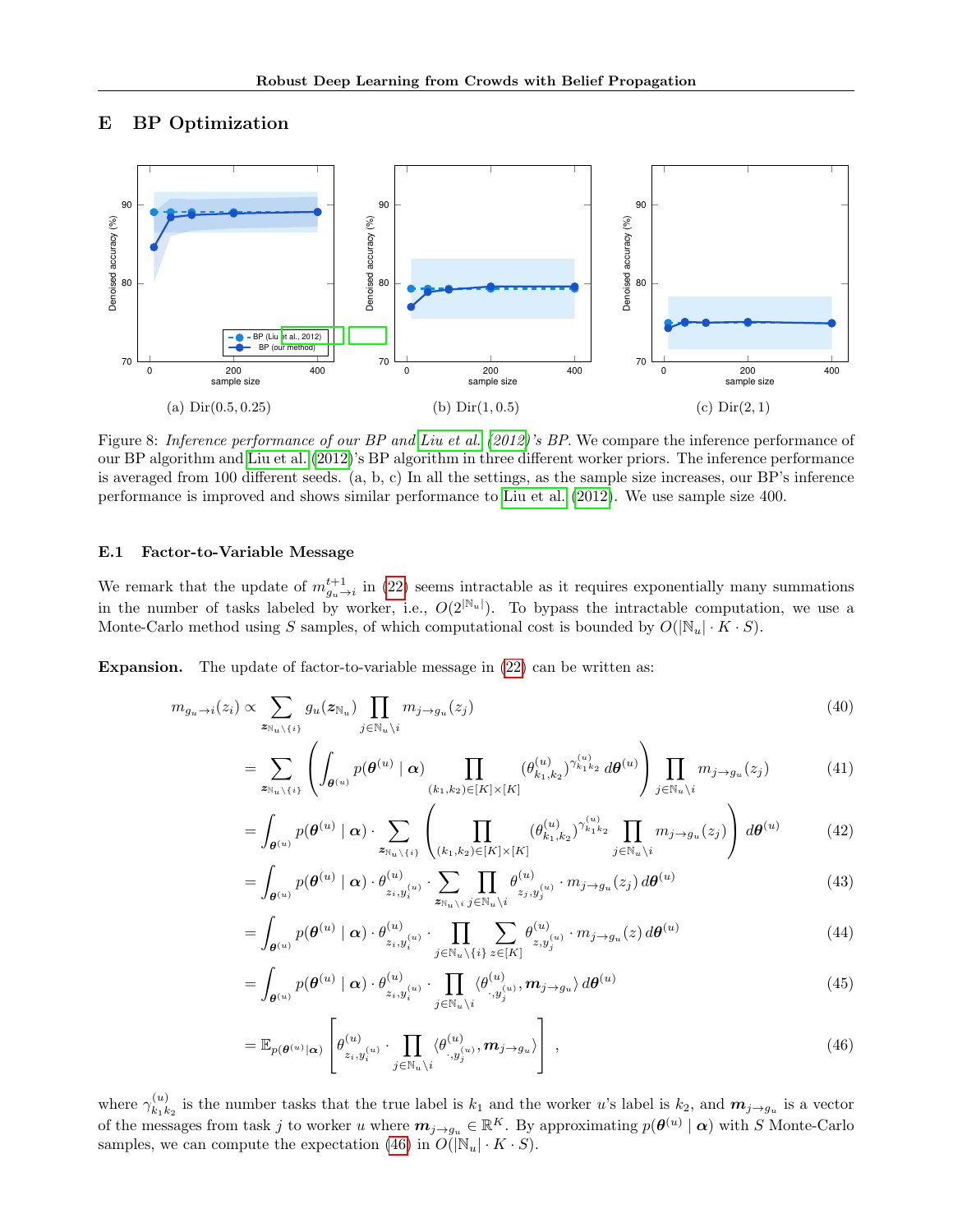## E BP Optimization

(a) Dir(0.5, 0.25)

(b) Dir(1, 0.5)

(c) Dir(2, 1)

Figure 8: *Inference performance of our BP and Liu et al. (2012)'s BP.* We compare the inference performance of our BP algorithm and Liu et al. (2012)'s BP algorithm in three different worker priors. The inference performance is averaged from 100 different seeds. (a, b, c) In all the settings, as the sample size increases, our BP's inference performance is improved and shows similar performance to Liu et al. (2012). We use sample size 400.

### E.1 Factor-to-Variable Message

We remark that the update of $m^{t+1}_{g_u \to i}$ in (22) seems intractable as it requires exponentially many summations in the number of tasks labeled by worker, i.e., $O(2^{|\mathbb{N}_u|})$. To bypass the intractable computation, we use a Monte-Carlo method using $S$ samples, of which computational cost is bounded by $O(|\mathbb{N}_u| \cdot K \cdot S)$.

**Expansion.** The update of factor-to-variable message in (22) can be written as:

$$
\begin{aligned}
m_{g_u \to i}(z_i) &\propto \sum_{\boldsymbol{z}_{\mathbb{N}_u \setminus \{i\}}} g_u(\boldsymbol{z}_{\mathbb{N}_u}) \prod_{j \in \mathbb{N}_u \setminus i} m_{j \to g_u}(z_j) &(40)\\
&= \sum_{\boldsymbol{z}_{\mathbb{N}_u \setminus \{i\}}} \left( \int_{\boldsymbol{\theta}^{(u)}} p(\boldsymbol{\theta}^{(u)} \mid \boldsymbol{\alpha}) \prod_{(k_1,k_2) \in [K] \times [K]} (\theta^{(u)}_{k_1,k_2})^{\gamma^{(u)}_{k_1 k_2}} \, d\boldsymbol{\theta}^{(u)} \right) \prod_{j \in \mathbb{N}_u \setminus i} m_{j \to g_u}(z_j) &(41)\\
&= \int_{\boldsymbol{\theta}^{(u)}} p(\boldsymbol{\theta}^{(u)} \mid \boldsymbol{\alpha}) \cdot \sum_{\boldsymbol{z}_{\mathbb{N}_u \setminus \{i\}}} \left( \prod_{(k_1,k_2) \in [K] \times [K]} (\theta^{(u)}_{k_1,k_2})^{\gamma^{(u)}_{k_1 k_2}} \prod_{j \in \mathbb{N}_u \setminus i} m_{j \to g_u}(z_j) \right) d\boldsymbol{\theta}^{(u)} &(42)\\
&= \int_{\boldsymbol{\theta}^{(u)}} p(\boldsymbol{\theta}^{(u)} \mid \boldsymbol{\alpha}) \cdot \theta^{(u)}_{z_i, y_i^{(u)}} \cdot \sum_{\boldsymbol{z}_{\mathbb{N}_u \setminus i}} \prod_{j \in \mathbb{N}_u \setminus i} \theta^{(u)}_{z_j, y_j^{(u)}} \cdot m_{j \to g_u}(z_j) \, d\boldsymbol{\theta}^{(u)} &(43)\\
&= \int_{\boldsymbol{\theta}^{(u)}} p(\boldsymbol{\theta}^{(u)} \mid \boldsymbol{\alpha}) \cdot \theta^{(u)}_{z_i, y_i^{(u)}} \cdot \prod_{j \in \mathbb{N}_u \setminus \{i\}} \sum_{z \in [K]} \theta^{(u)}_{z, y_j^{(u)}} \cdot m_{j \to g_u}(z) \, d\boldsymbol{\theta}^{(u)} &(44)\\
&= \int_{\boldsymbol{\theta}^{(u)}} p(\boldsymbol{\theta}^{(u)} \mid \boldsymbol{\alpha}) \cdot \theta^{(u)}_{z_i, y_i^{(u)}} \cdot \prod_{j \in \mathbb{N}_u \setminus i} \langle \theta^{(u)}_{\cdot, y_j^{(u)}}, \boldsymbol{m}_{j \to g_u} \rangle \, d\boldsymbol{\theta}^{(u)} &(45)\\
&= \mathbb{E}_{p(\boldsymbol{\theta}^{(u)} \mid \boldsymbol{\alpha})} \left[ \theta^{(u)}_{z_i, y_i^{(u)}} \cdot \prod_{j \in \mathbb{N}_u \setminus i} \langle \theta^{(u)}_{\cdot, y_j^{(u)}}, \boldsymbol{m}_{j \to g_u} \rangle \right], &(46)
\end{aligned}
$$

where $\gamma^{(u)}_{k_1 k_2}$ is the number tasks that the true label is $k_1$ and the worker $u$'s label is $k_2$, and $\boldsymbol{m}_{j \to g_u}$ is a vector of the messages from task $j$ to worker $u$ where $\boldsymbol{m}_{j \to g_u} \in \mathbb{R}^K$. By approximating $p(\boldsymbol{\theta}^{(u)} \mid \boldsymbol{\alpha})$ with $S$ Monte-Carlo samples, we can compute the expectation (46) in $O(|\mathbb{N}_u| \cdot K \cdot S)$.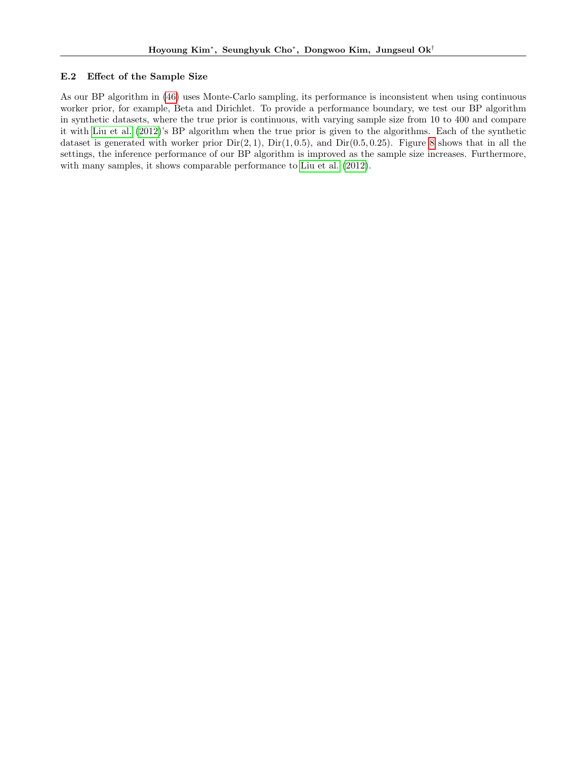### E.2 Effect of the Sample Size

As our BP algorithm in (46) uses Monte-Carlo sampling, its performance is inconsistent when using continuous worker prior, for example, Beta and Dirichlet. To provide a performance boundary, we test our BP algorithm in synthetic datasets, where the true prior is continuous, with varying sample size from 10 to 400 and compare it with Liu et al. (2012)'s BP algorithm when the true prior is given to the algorithms. Each of the synthetic dataset is generated with worker prior $\text{Dir}(2, 1)$, $\text{Dir}(1, 0.5)$, and $\text{Dir}(0.5, 0.25)$. Figure 8 shows that in all the settings, the inference performance of our BP algorithm is improved as the sample size increases. Furthermore, with many samples, it shows comparable performance to Liu et al. (2012).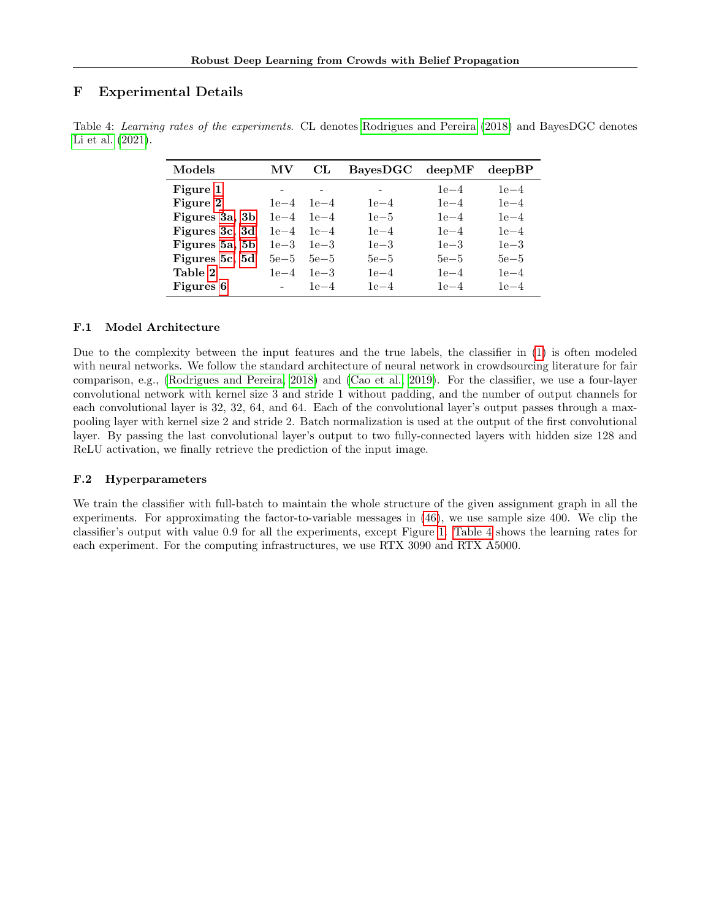# F Experimental Details

Table 4: *Learning rates of the experiments*. CL denotes Rodrigues and Pereira (2018) and BayesDGC denotes Li et al. (2021).

| Models | MV | CL | BayesDGC | deepMF | deepBP |
|---|---|---|---|---|---|
| **Figure 1** | - | - | - | 1e−4 | 1e−4 |
| **Figure 2** | 1e−4 | 1e−4 | 1e−4 | 1e−4 | 1e−4 |
| **Figures 3a, 3b** | 1e−4 | 1e−4 | 1e−5 | 1e−4 | 1e−4 |
| **Figures 3c, 3d** | 1e−4 | 1e−4 | 1e−4 | 1e−4 | 1e−4 |
| **Figures 5a, 5b** | 1e−3 | 1e−3 | 1e−3 | 1e−3 | 1e−3 |
| **Figures 5c, 5d** | 5e−5 | 5e−5 | 5e−5 | 5e−5 | 5e−5 |
| **Table 2** | 1e−4 | 1e−3 | 1e−4 | 1e−4 | 1e−4 |
| **Figures 6** | - | 1e−4 | 1e−4 | 1e−4 | 1e−4 |

## F.1 Model Architecture

Due to the complexity between the input features and the true labels, the classifier in (1) is often modeled with neural networks. We follow the standard architecture of neural network in crowdsourcing literature for fair comparison, e.g., (Rodrigues and Pereira, 2018) and (Cao et al., 2019). For the classifier, we use a four-layer convolutional network with kernel size 3 and stride 1 without padding, and the number of output channels for each convolutional layer is 32, 32, 64, and 64. Each of the convolutional layer's output passes through a max-pooling layer with kernel size 2 and stride 2. Batch normalization is used at the output of the first convolutional layer. By passing the last convolutional layer's output to two fully-connected layers with hidden size 128 and ReLU activation, we finally retrieve the prediction of the input image.

## F.2 Hyperparameters

We train the classifier with full-batch to maintain the whole structure of the given assignment graph in all the experiments. For approximating the factor-to-variable messages in (46), we use sample size 400. We clip the classifier's output with value 0.9 for all the experiments, except Figure 1. Table 4 shows the learning rates for each experiment. For the computing infrastructures, we use RTX 3090 and RTX A5000.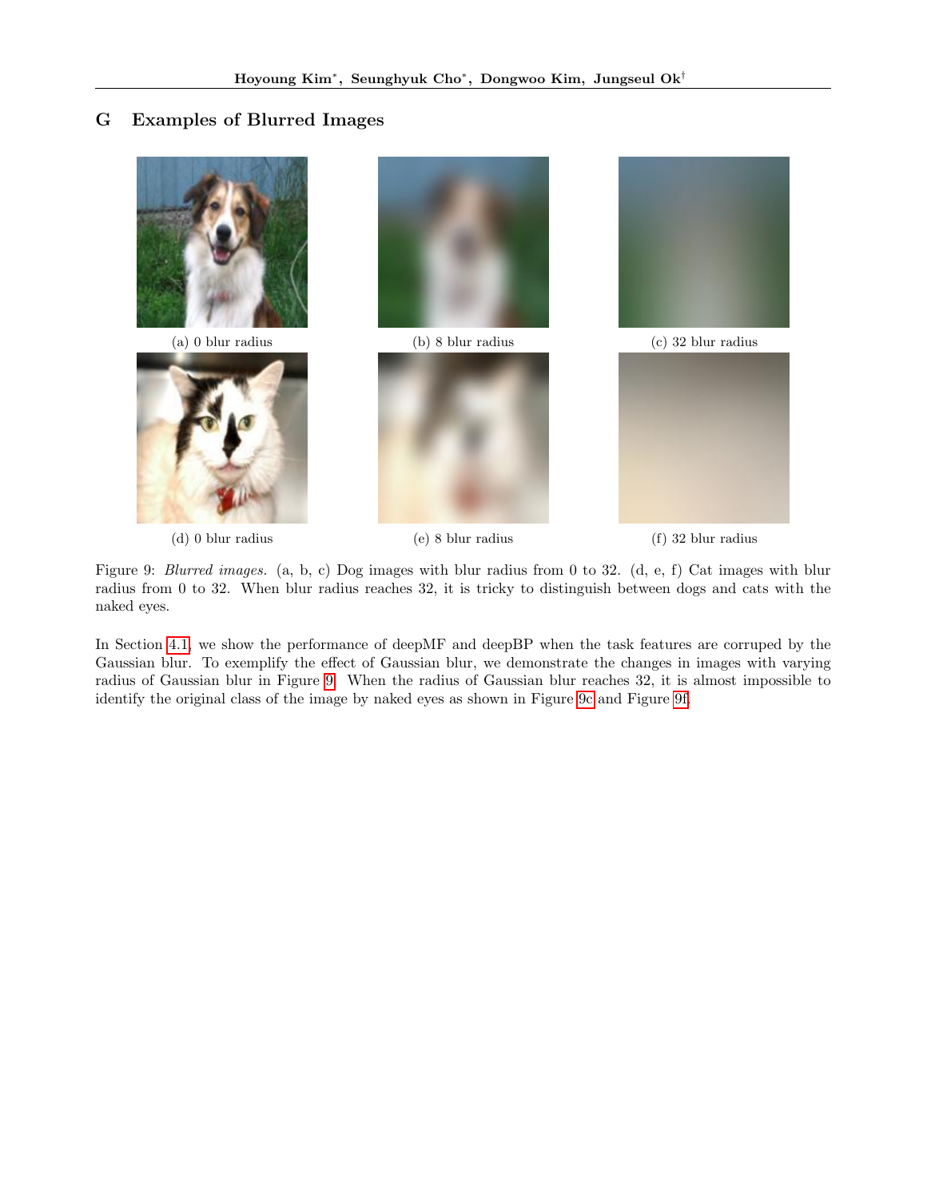## G Examples of Blurred Images

(a) 0 blur radius

(b) 8 blur radius

(c) 32 blur radius

(d) 0 blur radius

(e) 8 blur radius

(f) 32 blur radius

Figure 9: *Blurred images.* (a, b, c) Dog images with blur radius from 0 to 32. (d, e, f) Cat images with blur radius from 0 to 32. When blur radius reaches 32, it is tricky to distinguish between dogs and cats with the naked eyes.

In Section 4.1, we show the performance of deepMF and deepBP when the task features are corruped by the Gaussian blur. To exemplify the effect of Gaussian blur, we demonstrate the changes in images with varying radius of Gaussian blur in Figure 9. When the radius of Gaussian blur reaches 32, it is almost impossible to identify the original class of the image by naked eyes as shown in Figure 9c and Figure 9f.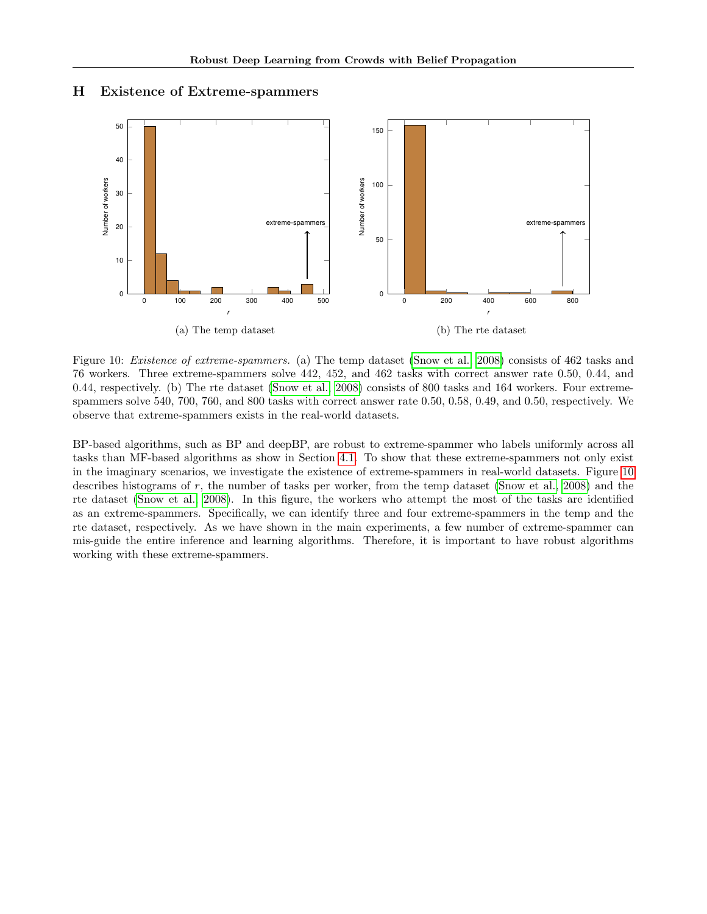## H Existence of Extreme-spammers

50
40
30
20
10
0
Number of workers
extreme-spammers
0 100 200 300 400 500
$r$

(a) The temp dataset

150
100
50
0
Number of workers
extreme-spammers
0 200 400 600 800
$r$

(b) The rte dataset

Figure 10: *Existence of extreme-spammers.* (a) The temp dataset (Snow et al., 2008) consists of 462 tasks and 76 workers. Three extreme-spammers solve 442, 452, and 462 tasks with correct answer rate 0.50, 0.44, and 0.44, respectively. (b) The rte dataset (Snow et al., 2008) consists of 800 tasks and 164 workers. Four extreme-spammers solve 540, 700, 760, and 800 tasks with correct answer rate 0.50, 0.58, 0.49, and 0.50, respectively. We observe that extreme-spammers exists in the real-world datasets.

BP-based algorithms, such as BP and deepBP, are robust to extreme-spammer who labels uniformly across all tasks than MF-based algorithms as show in Section 4.1. To show that these extreme-spammers not only exist in the imaginary scenarios, we investigate the existence of extreme-spammers in real-world datasets. Figure 10 describes histograms of $r$, the number of tasks per worker, from the temp dataset (Snow et al., 2008) and the rte dataset (Snow et al., 2008). In this figure, the workers who attempt the most of the tasks are identified as an extreme-spammers. Specifically, we can identify three and four extreme-spammers in the temp and the rte dataset, respectively. As we have shown in the main experiments, a few number of extreme-spammer can mis-guide the entire inference and learning algorithms. Therefore, it is important to have robust algorithms working with these extreme-spammers.